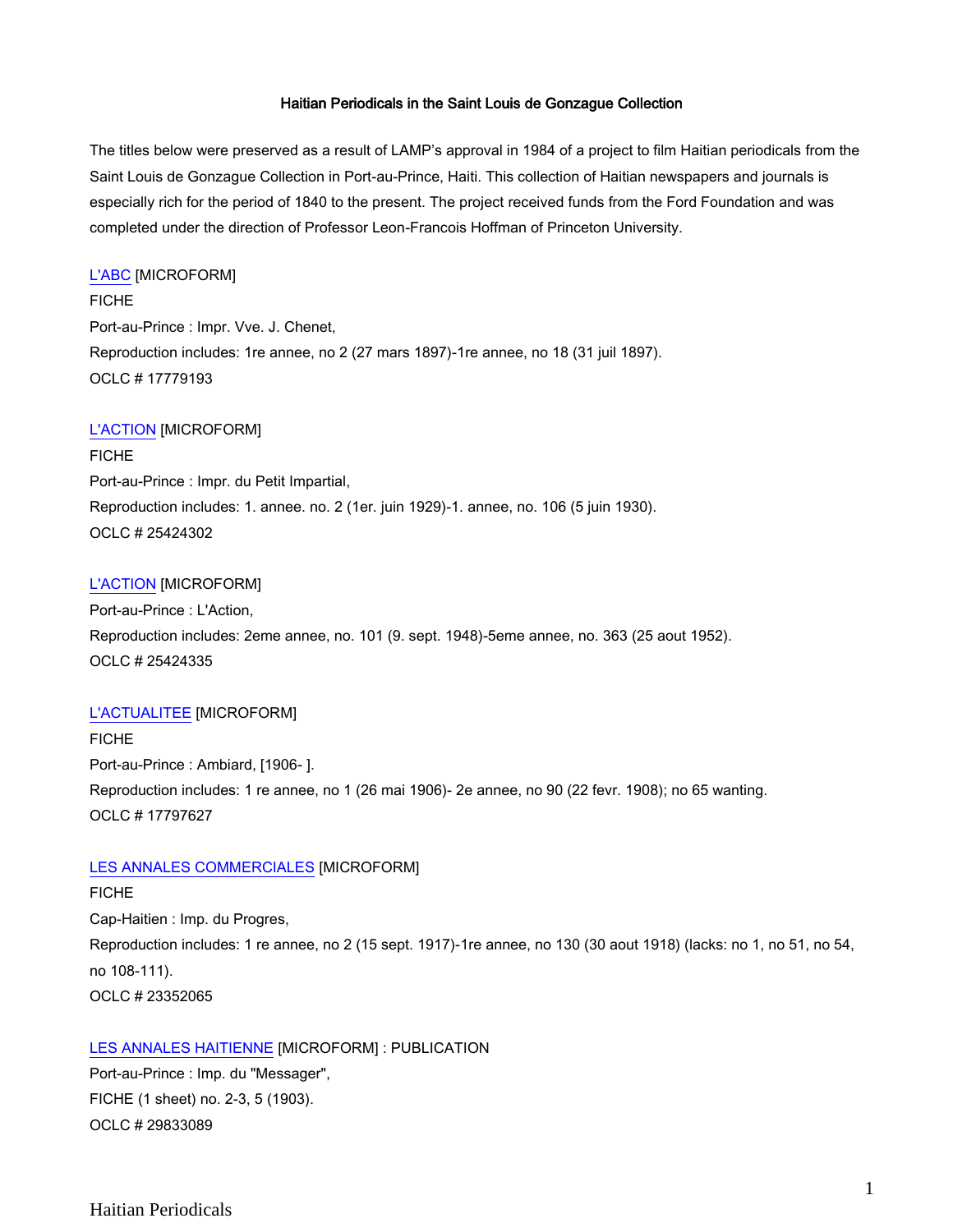# Haitian Periodicals in the Saint Louis de Gonzague Collection

The titles below were preserved as a result of LAMP's approval in 1984 of a project to film Haitian periodicals from the Saint Louis de Gonzague Collection in Port-au-Prince, Haiti. This collection of Haitian newspapers and journals is especially rich for the period of 1840 to the present. The project received funds from the Ford Foundation and was completed under the direction of Professor Leon-Francois Hoffman of Princeton University.

L'ABC [MICROFORM]
FICHE
Port-au-Prince : Impr. Vve. J. Chenet,
Reproduction includes: 1re annee, no 2 (27 mars 1897)-1re annee, no 18 (31 juil 1897).
OCLC # 17779193

L'ACTION [MICROFORM]
FICHE
Port-au-Prince : Impr. du Petit Impartial,
Reproduction includes: 1. annee. no. 2 (1er. juin 1929)-1. annee, no. 106 (5 juin 1930).
OCLC # 25424302

L'ACTION [MICROFORM]
Port-au-Prince : L'Action,
Reproduction includes: 2eme annee, no. 101 (9. sept. 1948)-5eme annee, no. 363 (25 aout 1952).
OCLC # 25424335

L'ACTUALITEE [MICROFORM]
FICHE
Port-au-Prince : Ambiard, [1906- ].
Reproduction includes: 1 re annee, no 1 (26 mai 1906)- 2e annee, no 90 (22 fevr. 1908); no 65 wanting.
OCLC # 17797627

LES ANNALES COMMERCIALES [MICROFORM]
FICHE
Cap-Haitien : Imp. du Progres,
Reproduction includes: 1 re annee, no 2 (15 sept. 1917)-1re annee, no 130 (30 aout 1918) (lacks: no 1, no 51, no 54, no 108-111).
OCLC # 23352065

LES ANNALES HAITIENNE [MICROFORM] : PUBLICATION
Port-au-Prince : Imp. du "Messager",
FICHE (1 sheet) no. 2-3, 5 (1903).
OCLC # 29833089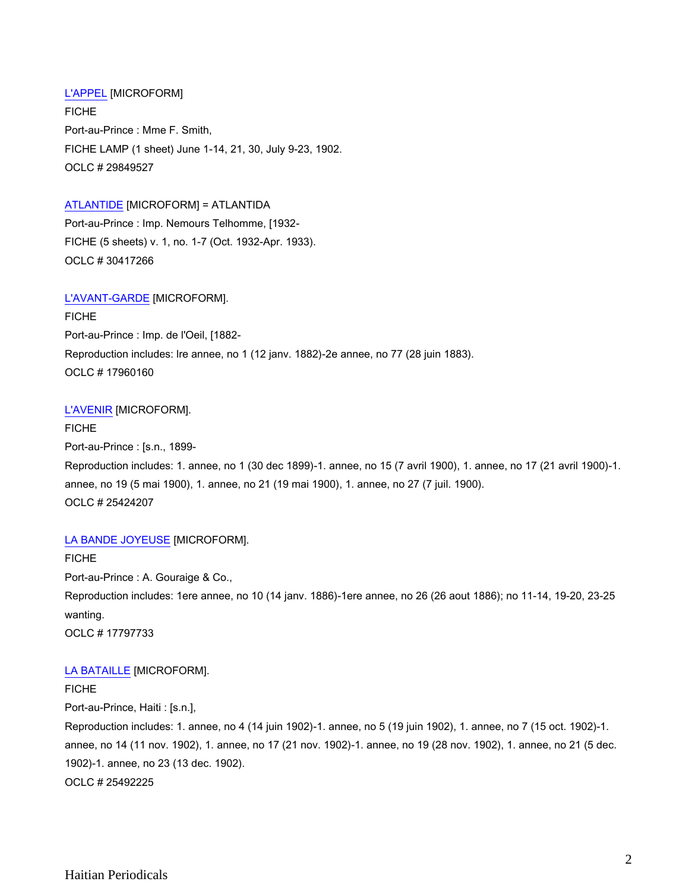L'APPEL [MICROFORM]
FICHE
Port-au-Prince : Mme F. Smith,
FICHE LAMP (1 sheet) June 1-14, 21, 30, July 9-23, 1902.
OCLC # 29849527

ATLANTIDE [MICROFORM] = ATLANTIDA
Port-au-Prince : Imp. Nemours Telhomme, [1932-
FICHE (5 sheets) v. 1, no. 1-7 (Oct. 1932-Apr. 1933).
OCLC # 30417266

L'AVANT-GARDE [MICROFORM].
FICHE
Port-au-Prince : Imp. de l'Oeil, [1882-
Reproduction includes: Ire annee, no 1 (12 janv. 1882)-2e annee, no 77 (28 juin 1883).
OCLC # 17960160

L'AVENIR [MICROFORM].
FICHE
Port-au-Prince : [s.n., 1899-
Reproduction includes: 1. annee, no 1 (30 dec 1899)-1. annee, no 15 (7 avril 1900), 1. annee, no 17 (21 avril 1900)-1. annee, no 19 (5 mai 1900), 1. annee, no 21 (19 mai 1900), 1. annee, no 27 (7 juil. 1900).
OCLC # 25424207

LA BANDE JOYEUSE [MICROFORM].
FICHE
Port-au-Prince : A. Gouraige & Co.,
Reproduction includes: 1ere annee, no 10 (14 janv. 1886)-1ere annee, no 26 (26 aout 1886); no 11-14, 19-20, 23-25 wanting.
OCLC # 17797733

LA BATAILLE [MICROFORM].
FICHE
Port-au-Prince, Haiti : [s.n.],
Reproduction includes: 1. annee, no 4 (14 juin 1902)-1. annee, no 5 (19 juin 1902), 1. annee, no 7 (15 oct. 1902)-1. annee, no 14 (11 nov. 1902), 1. annee, no 17 (21 nov. 1902)-1. annee, no 19 (28 nov. 1902), 1. annee, no 21 (5 dec. 1902)-1. annee, no 23 (13 dec. 1902).
OCLC # 25492225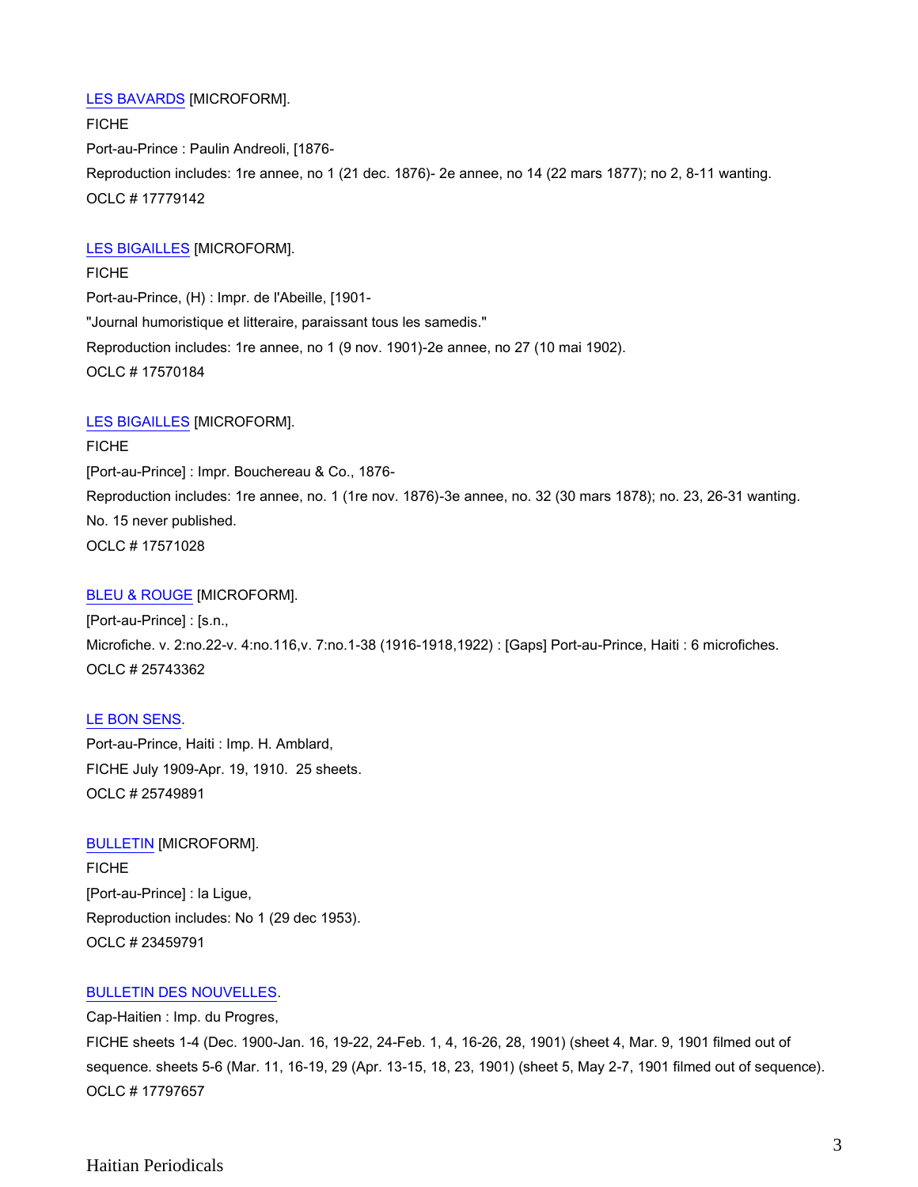LES BAVARDS [MICROFORM].

FICHE

Port-au-Prince : Paulin Andreoli, [1876-

Reproduction includes: 1re annee, no 1 (21 dec. 1876)- 2e annee, no 14 (22 mars 1877); no 2, 8-11 wanting.

OCLC # 17779142

LES BIGAILLES [MICROFORM].

FICHE

Port-au-Prince, (H) : Impr. de l'Abeille, [1901-

"Journal humoristique et litteraire, paraissant tous les samedis."

Reproduction includes: 1re annee, no 1 (9 nov. 1901)-2e annee, no 27 (10 mai 1902).

OCLC # 17570184

LES BIGAILLES [MICROFORM].

FICHE

[Port-au-Prince] : Impr. Bouchereau & Co., 1876-

Reproduction includes: 1re annee, no. 1 (1re nov. 1876)-3e annee, no. 32 (30 mars 1878); no. 23, 26-31 wanting.

No. 15 never published.

OCLC # 17571028

BLEU & ROUGE [MICROFORM].

[Port-au-Prince] : [s.n.,

Microfiche. v. 2:no.22-v. 4:no.116,v. 7:no.1-38 (1916-1918,1922) : [Gaps] Port-au-Prince, Haiti : 6 microfiches.

OCLC # 25743362

LE BON SENS.

Port-au-Prince, Haiti : Imp. H. Amblard,

FICHE July 1909-Apr. 19, 1910. 25 sheets.

OCLC # 25749891

BULLETIN [MICROFORM].

FICHE

[Port-au-Prince] : la Ligue,

Reproduction includes: No 1 (29 dec 1953).

OCLC # 23459791

BULLETIN DES NOUVELLES.

Cap-Haitien : Imp. du Progres,

FICHE sheets 1-4 (Dec. 1900-Jan. 16, 19-22, 24-Feb. 1, 4, 16-26, 28, 1901) (sheet 4, Mar. 9, 1901 filmed out of sequence. sheets 5-6 (Mar. 11, 16-19, 29 (Apr. 13-15, 18, 23, 1901) (sheet 5, May 2-7, 1901 filmed out of sequence).

OCLC # 17797657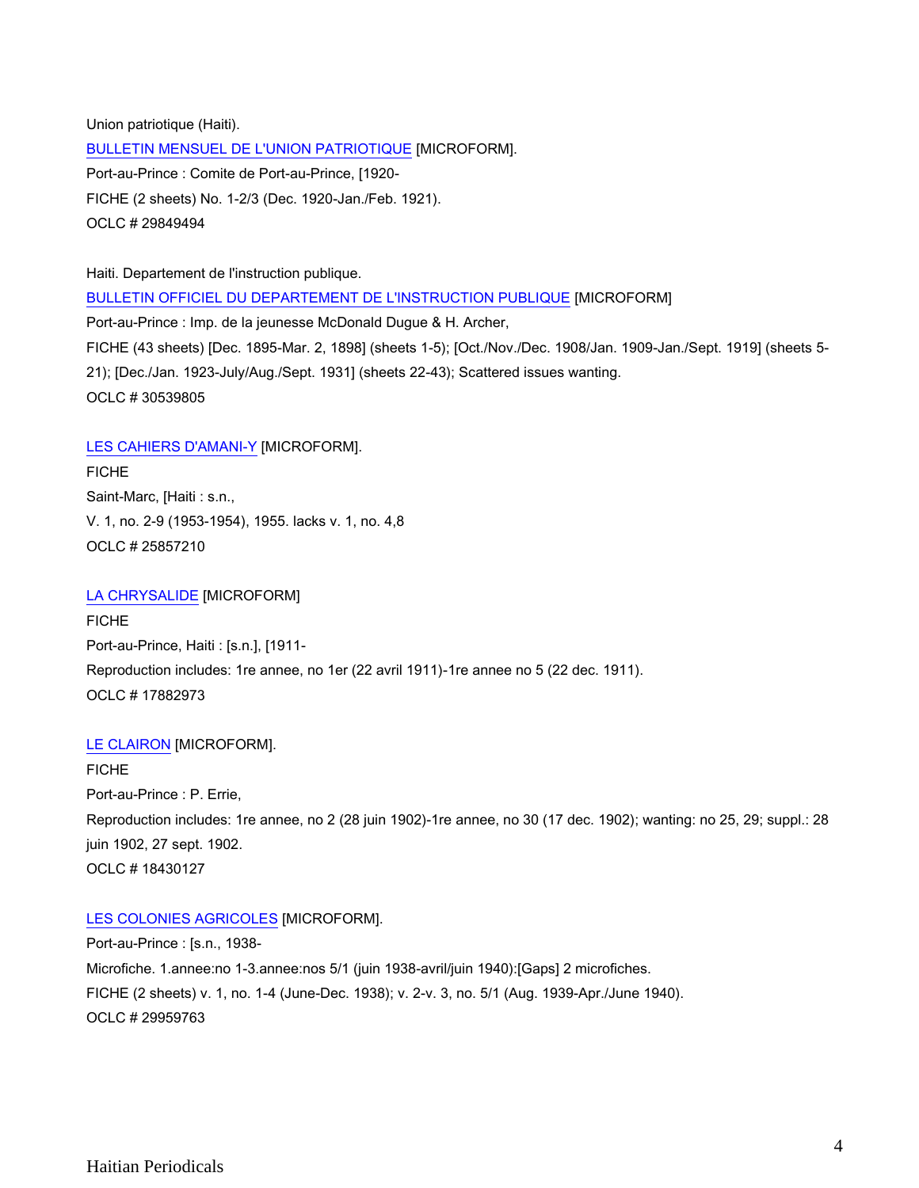Union patriotique (Haiti).

BULLETIN MENSUEL DE L'UNION PATRIOTIQUE [MICROFORM].

Port-au-Prince : Comite de Port-au-Prince, [1920-

FICHE (2 sheets) No. 1-2/3 (Dec. 1920-Jan./Feb. 1921).

OCLC # 29849494

Haiti. Departement de l'instruction publique.

BULLETIN OFFICIEL DU DEPARTEMENT DE L'INSTRUCTION PUBLIQUE [MICROFORM]

Port-au-Prince : Imp. de la jeunesse McDonald Dugue & H. Archer,

FICHE (43 sheets) [Dec. 1895-Mar. 2, 1898] (sheets 1-5); [Oct./Nov./Dec. 1908/Jan. 1909-Jan./Sept. 1919] (sheets 5-21); [Dec./Jan. 1923-July/Aug./Sept. 1931] (sheets 22-43); Scattered issues wanting.

OCLC # 30539805

LES CAHIERS D'AMANI-Y [MICROFORM].

FICHE

Saint-Marc, [Haiti : s.n.,

V. 1, no. 2-9 (1953-1954), 1955. lacks v. 1, no. 4,8

OCLC # 25857210

LA CHRYSALIDE [MICROFORM]

FICHE

Port-au-Prince, Haiti : [s.n.], [1911-

Reproduction includes: 1re annee, no 1er (22 avril 1911)-1re annee no 5 (22 dec. 1911).

OCLC # 17882973

LE CLAIRON [MICROFORM].

FICHE

Port-au-Prince : P. Errie,

Reproduction includes: 1re annee, no 2 (28 juin 1902)-1re annee, no 30 (17 dec. 1902); wanting: no 25, 29; suppl.: 28 juin 1902, 27 sept. 1902.

OCLC # 18430127

LES COLONIES AGRICOLES [MICROFORM].

Port-au-Prince : [s.n., 1938-

Microfiche. 1.annee:no 1-3.annee:nos 5/1 (juin 1938-avril/juin 1940):[Gaps] 2 microfiches.

FICHE (2 sheets) v. 1, no. 1-4 (June-Dec. 1938); v. 2-v. 3, no. 5/1 (Aug. 1939-Apr./June 1940).

OCLC # 29959763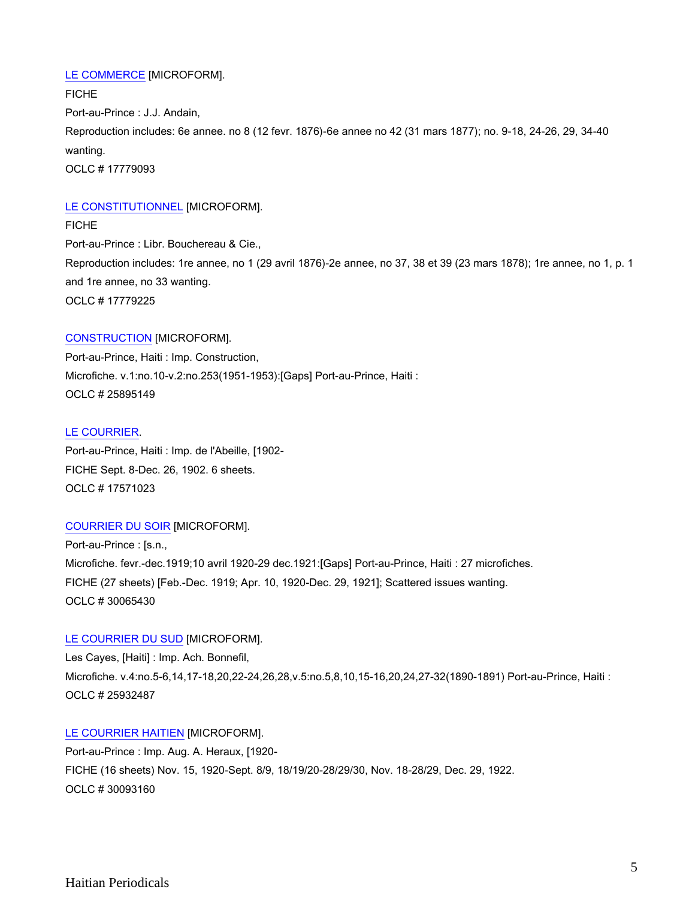LE COMMERCE [MICROFORM].

FICHE

Port-au-Prince : J.J. Andain,

Reproduction includes: 6e annee. no 8 (12 fevr. 1876)-6e annee no 42 (31 mars 1877); no. 9-18, 24-26, 29, 34-40 wanting.

OCLC # 17779093

LE CONSTITUTIONNEL [MICROFORM].

FICHE

Port-au-Prince : Libr. Bouchereau & Cie.,

Reproduction includes: 1re annee, no 1 (29 avril 1876)-2e annee, no 37, 38 et 39 (23 mars 1878); 1re annee, no 1, p. 1 and 1re annee, no 33 wanting.

OCLC # 17779225

CONSTRUCTION [MICROFORM].

Port-au-Prince, Haiti : Imp. Construction,

Microfiche. v.1:no.10-v.2:no.253(1951-1953):[Gaps] Port-au-Prince, Haiti :

OCLC # 25895149

LE COURRIER.

Port-au-Prince, Haiti : Imp. de l'Abeille, [1902-

FICHE Sept. 8-Dec. 26, 1902. 6 sheets.

OCLC # 17571023

COURRIER DU SOIR [MICROFORM].

Port-au-Prince : [s.n.,

Microfiche. fevr.-dec.1919;10 avril 1920-29 dec.1921:[Gaps] Port-au-Prince, Haiti : 27 microfiches.

FICHE (27 sheets) [Feb.-Dec. 1919; Apr. 10, 1920-Dec. 29, 1921]; Scattered issues wanting.

OCLC # 30065430

LE COURRIER DU SUD [MICROFORM].

Les Cayes, [Haiti] : Imp. Ach. Bonnefil,

Microfiche. v.4:no.5-6,14,17-18,20,22-24,26,28,v.5:no.5,8,10,15-16,20,24,27-32(1890-1891) Port-au-Prince, Haiti :

OCLC # 25932487

LE COURRIER HAITIEN [MICROFORM].

Port-au-Prince : Imp. Aug. A. Heraux, [1920-

FICHE (16 sheets) Nov. 15, 1920-Sept. 8/9, 18/19/20-28/29/30, Nov. 18-28/29, Dec. 29, 1922.

OCLC # 30093160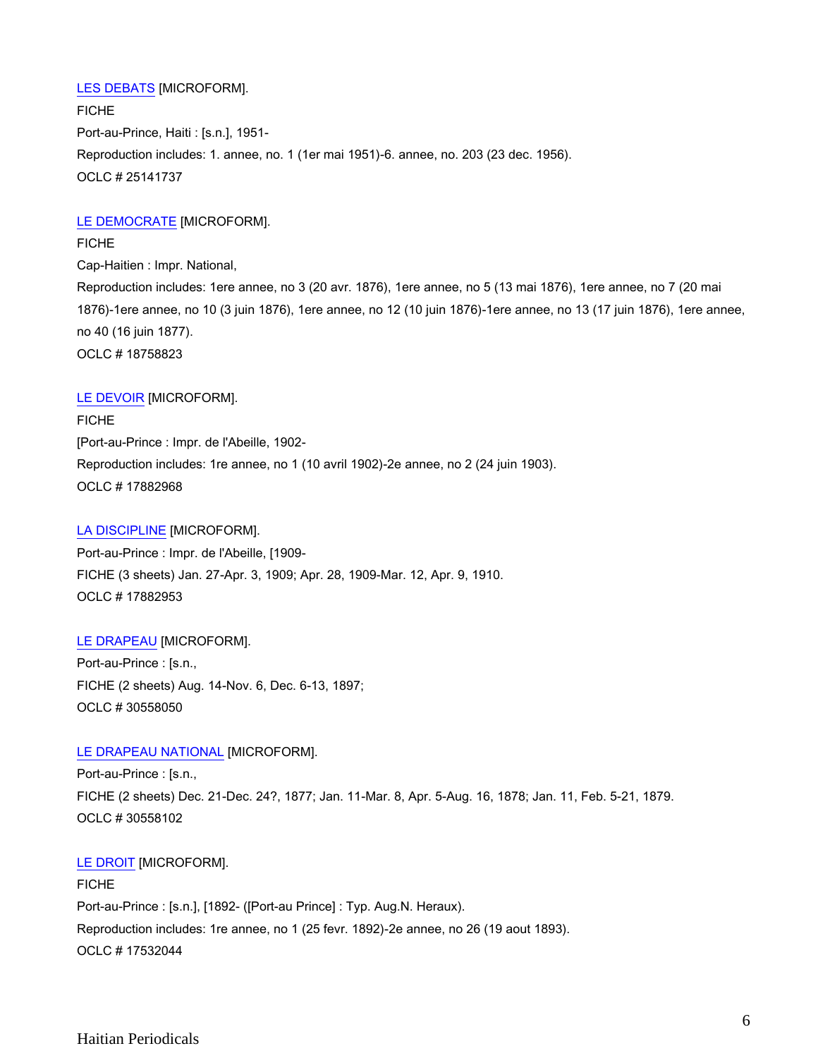LES DEBATS [MICROFORM].

FICHE

Port-au-Prince, Haiti : [s.n.], 1951-

Reproduction includes: 1. annee, no. 1 (1er mai 1951)-6. annee, no. 203 (23 dec. 1956).

OCLC # 25141737

LE DEMOCRATE [MICROFORM].

FICHE

Cap-Haitien : Impr. National,

Reproduction includes: 1ere annee, no 3 (20 avr. 1876), 1ere annee, no 5 (13 mai 1876), 1ere annee, no 7 (20 mai 1876)-1ere annee, no 10 (3 juin 1876), 1ere annee, no 12 (10 juin 1876)-1ere annee, no 13 (17 juin 1876), 1ere annee, no 40 (16 juin 1877).

OCLC # 18758823

LE DEVOIR [MICROFORM].

FICHE

[Port-au-Prince : Impr. de l'Abeille, 1902-

Reproduction includes: 1re annee, no 1 (10 avril 1902)-2e annee, no 2 (24 juin 1903).

OCLC # 17882968

LA DISCIPLINE [MICROFORM].

Port-au-Prince : Impr. de l'Abeille, [1909-

FICHE (3 sheets) Jan. 27-Apr. 3, 1909; Apr. 28, 1909-Mar. 12, Apr. 9, 1910.

OCLC # 17882953

LE DRAPEAU [MICROFORM].

Port-au-Prince : [s.n.,

FICHE (2 sheets) Aug. 14-Nov. 6, Dec. 6-13, 1897;

OCLC # 30558050

LE DRAPEAU NATIONAL [MICROFORM].

Port-au-Prince : [s.n.,

FICHE (2 sheets) Dec. 21-Dec. 24?, 1877; Jan. 11-Mar. 8, Apr. 5-Aug. 16, 1878; Jan. 11, Feb. 5-21, 1879.

OCLC # 30558102

LE DROIT [MICROFORM].

FICHE

Port-au-Prince : [s.n.], [1892- ([Port-au Prince] : Typ. Aug.N. Heraux).

Reproduction includes: 1re annee, no 1 (25 fevr. 1892)-2e annee, no 26 (19 aout 1893).

OCLC # 17532044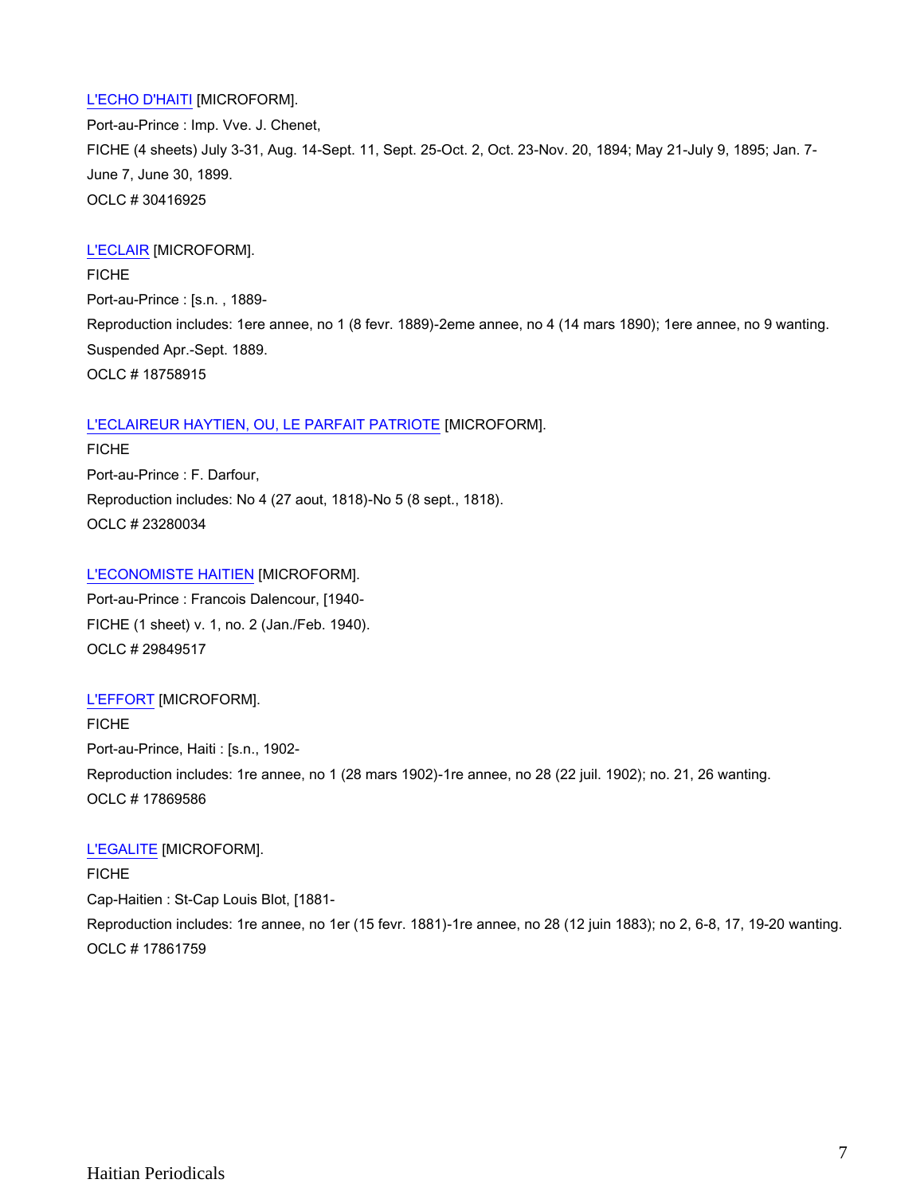L'ECHO D'HAITI [MICROFORM].

Port-au-Prince : Imp. Vve. J. Chenet,

FICHE (4 sheets) July 3-31, Aug. 14-Sept. 11, Sept. 25-Oct. 2, Oct. 23-Nov. 20, 1894; May 21-July 9, 1895; Jan. 7-June 7, June 30, 1899.

OCLC # 30416925

L'ECLAIR [MICROFORM].

FICHE

Port-au-Prince : [s.n. , 1889-

Reproduction includes: 1ere annee, no 1 (8 fevr. 1889)-2eme annee, no 4 (14 mars 1890); 1ere annee, no 9 wanting. Suspended Apr.-Sept. 1889.

OCLC # 18758915

L'ECLAIREUR HAYTIEN, OU, LE PARFAIT PATRIOTE [MICROFORM].

FICHE

Port-au-Prince : F. Darfour,

Reproduction includes: No 4 (27 aout, 1818)-No 5 (8 sept., 1818).

OCLC # 23280034

L'ECONOMISTE HAITIEN [MICROFORM].

Port-au-Prince : Francois Dalencour, [1940-

FICHE (1 sheet) v. 1, no. 2 (Jan./Feb. 1940).

OCLC # 29849517

L'EFFORT [MICROFORM].

FICHE

Port-au-Prince, Haiti : [s.n., 1902-

Reproduction includes: 1re annee, no 1 (28 mars 1902)-1re annee, no 28 (22 juil. 1902); no. 21, 26 wanting.

OCLC # 17869586

L'EGALITE [MICROFORM].

FICHE

Cap-Haitien : St-Cap Louis Blot, [1881-

Reproduction includes: 1re annee, no 1er (15 fevr. 1881)-1re annee, no 28 (12 juin 1883); no 2, 6-8, 17, 19-20 wanting.

OCLC # 17861759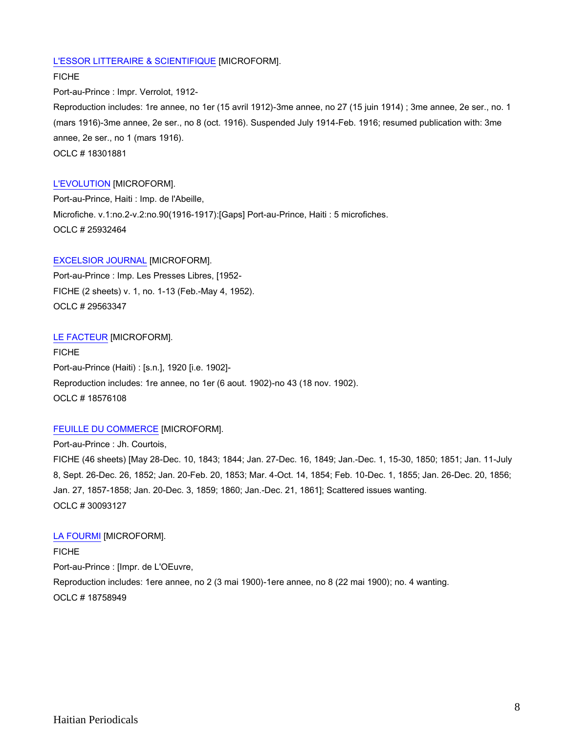L'ESSOR LITTERAIRE & SCIENTIFIQUE [MICROFORM].
FICHE
Port-au-Prince : Impr. Verrolot, 1912-
Reproduction includes: 1re annee, no 1er (15 avril 1912)-3me annee, no 27 (15 juin 1914) ; 3me annee, 2e ser., no. 1 (mars 1916)-3me annee, 2e ser., no 8 (oct. 1916). Suspended July 1914-Feb. 1916; resumed publication with: 3me annee, 2e ser., no 1 (mars 1916).
OCLC # 18301881

L'EVOLUTION [MICROFORM].
Port-au-Prince, Haiti : Imp. de l'Abeille,
Microfiche. v.1:no.2-v.2:no.90(1916-1917):[Gaps] Port-au-Prince, Haiti : 5 microfiches.
OCLC # 25932464

EXCELSIOR JOURNAL [MICROFORM].
Port-au-Prince : Imp. Les Presses Libres, [1952-
FICHE (2 sheets) v. 1, no. 1-13 (Feb.-May 4, 1952).
OCLC # 29563347

LE FACTEUR [MICROFORM].
FICHE
Port-au-Prince (Haiti) : [s.n.], 1920 [i.e. 1902]-
Reproduction includes: 1re annee, no 1er (6 aout. 1902)-no 43 (18 nov. 1902).
OCLC # 18576108

FEUILLE DU COMMERCE [MICROFORM].
Port-au-Prince : Jh. Courtois,
FICHE (46 sheets) [May 28-Dec. 10, 1843; 1844; Jan. 27-Dec. 16, 1849; Jan.-Dec. 1, 15-30, 1850; 1851; Jan. 11-July 8, Sept. 26-Dec. 26, 1852; Jan. 20-Feb. 20, 1853; Mar. 4-Oct. 14, 1854; Feb. 10-Dec. 1, 1855; Jan. 26-Dec. 20, 1856; Jan. 27, 1857-1858; Jan. 20-Dec. 3, 1859; 1860; Jan.-Dec. 21, 1861]; Scattered issues wanting.
OCLC # 30093127

LA FOURMI [MICROFORM].
FICHE
Port-au-Prince : [Impr. de L'OEuvre,
Reproduction includes: 1ere annee, no 2 (3 mai 1900)-1ere annee, no 8 (22 mai 1900); no. 4 wanting.
OCLC # 18758949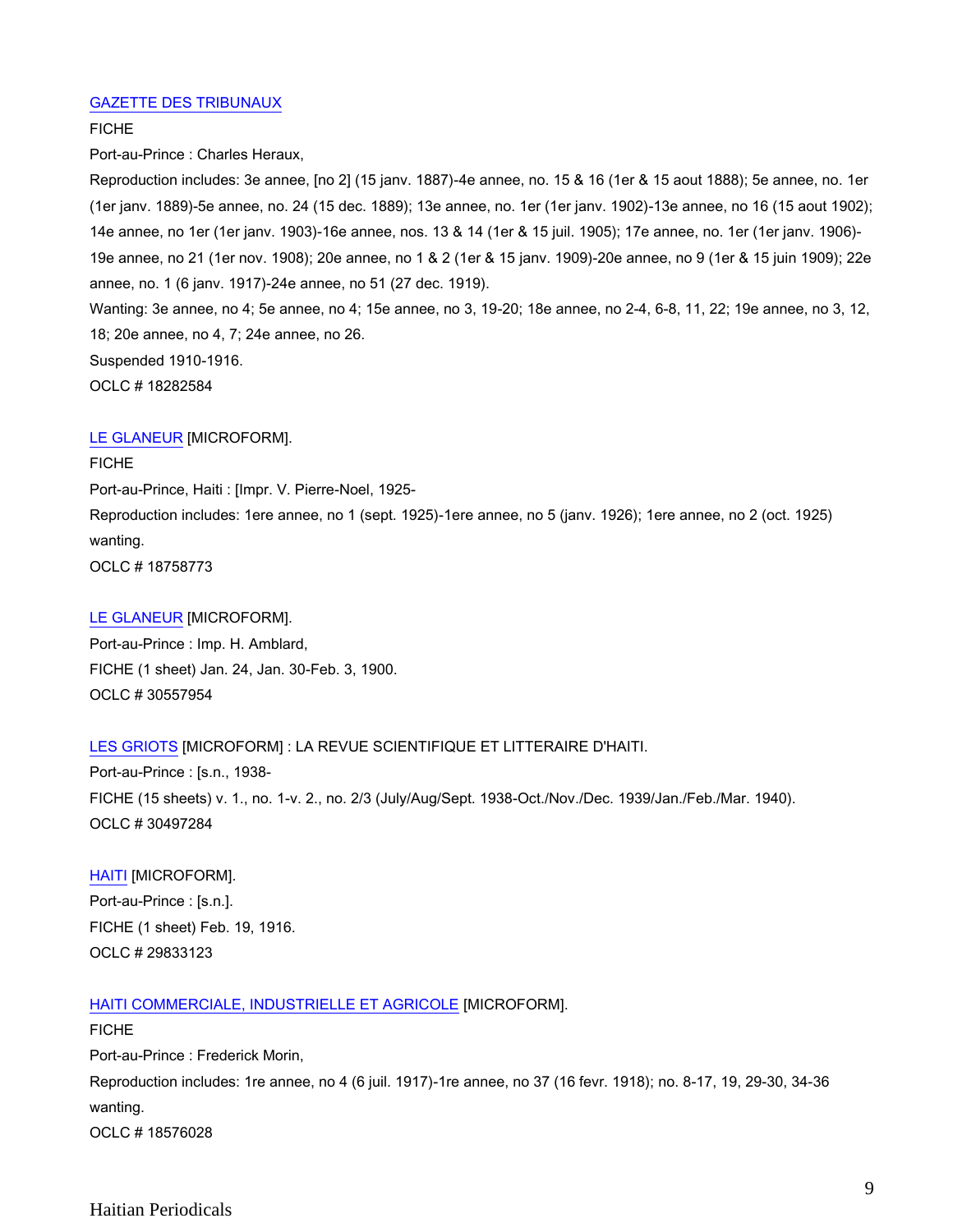[GAZETTE DES TRIBUNAUX]

FICHE

Port-au-Prince : Charles Heraux,

Reproduction includes: 3e annee, [no 2] (15 janv. 1887)-4e annee, no. 15 & 16 (1er & 15 aout 1888); 5e annee, no. 1er (1er janv. 1889)-5e annee, no. 24 (15 dec. 1889); 13e annee, no. 1er (1er janv. 1902)-13e annee, no 16 (15 aout 1902); 14e annee, no 1er (1er janv. 1903)-16e annee, nos. 13 & 14 (1er & 15 juil. 1905); 17e annee, no. 1er (1er janv. 1906)-19e annee, no 21 (1er nov. 1908); 20e annee, no 1 & 2 (1er & 15 janv. 1909)-20e annee, no 9 (1er & 15 juin 1909); 22e annee, no. 1 (6 janv. 1917)-24e annee, no 51 (27 dec. 1919).

Wanting: 3e annee, no 4; 5e annee, no 4; 15e annee, no 3, 19-20; 18e annee, no 2-4, 6-8, 11, 22; 19e annee, no 3, 12, 18; 20e annee, no 4, 7; 24e annee, no 26.

Suspended 1910-1916.

OCLC # 18282584

[LE GLANEUR] [MICROFORM].

FICHE

Port-au-Prince, Haiti : [Impr. V. Pierre-Noel, 1925-

Reproduction includes: 1ere annee, no 1 (sept. 1925)-1ere annee, no 5 (janv. 1926); 1ere annee, no 2 (oct. 1925) wanting.

OCLC # 18758773

[LE GLANEUR] [MICROFORM].

Port-au-Prince : Imp. H. Amblard,

FICHE (1 sheet) Jan. 24, Jan. 30-Feb. 3, 1900.

OCLC # 30557954

[LES GRIOTS] [MICROFORM] : LA REVUE SCIENTIFIQUE ET LITTERAIRE D'HAITI.

Port-au-Prince : [s.n., 1938-

FICHE (15 sheets) v. 1., no. 1-v. 2., no. 2/3 (July/Aug/Sept. 1938-Oct./Nov./Dec. 1939/Jan./Feb./Mar. 1940).

OCLC # 30497284

[HAITI] [MICROFORM].

Port-au-Prince : [s.n.].

FICHE (1 sheet) Feb. 19, 1916.

OCLC # 29833123

[HAITI COMMERCIALE, INDUSTRIELLE ET AGRICOLE] [MICROFORM].

FICHE

Port-au-Prince : Frederick Morin,

Reproduction includes: 1re annee, no 4 (6 juil. 1917)-1re annee, no 37 (16 fevr. 1918); no. 8-17, 19, 29-30, 34-36 wanting.

OCLC # 18576028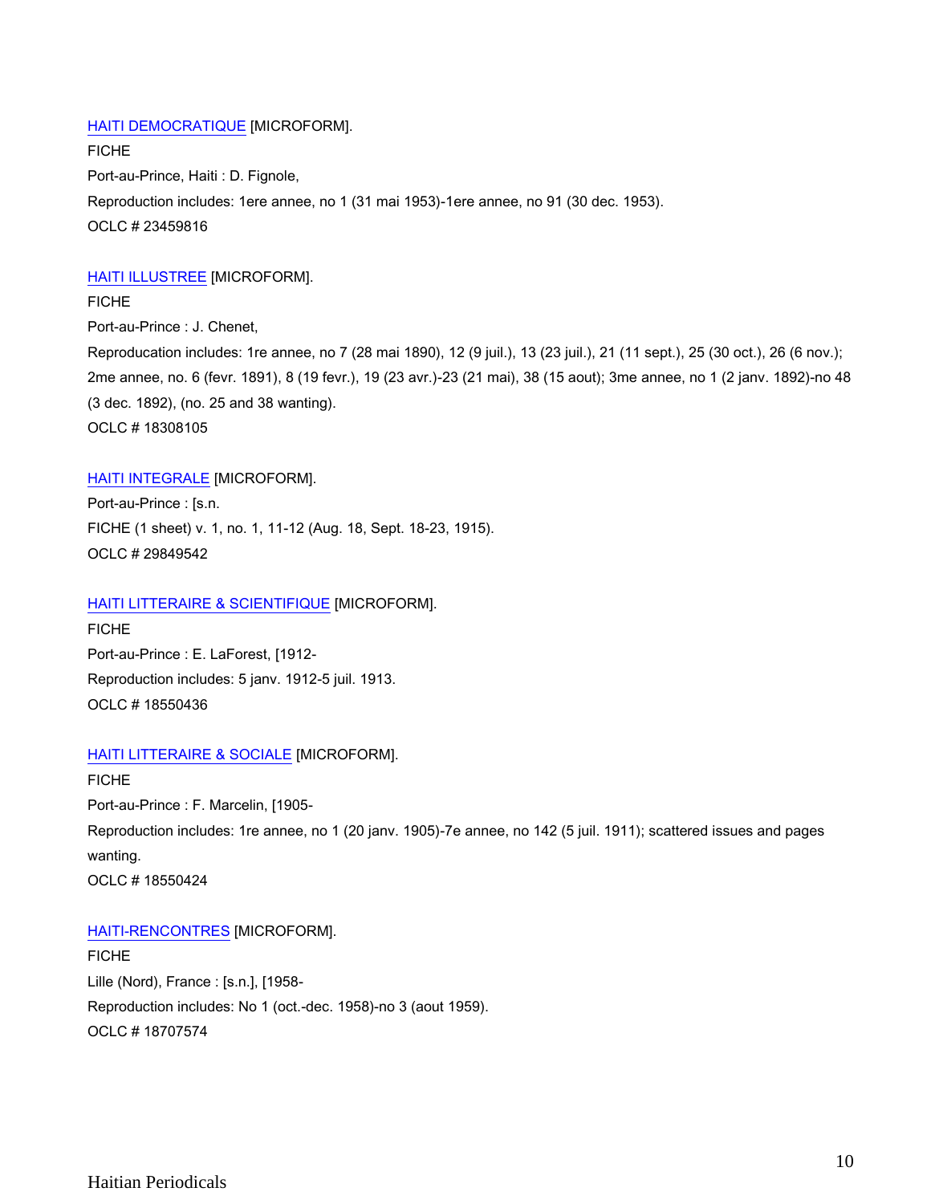HAITI DEMOCRATIQUE [MICROFORM].

FICHE

Port-au-Prince, Haiti : D. Fignole,

Reproduction includes: 1ere annee, no 1 (31 mai 1953)-1ere annee, no 91 (30 dec. 1953).

OCLC # 23459816

HAITI ILLUSTREE [MICROFORM].

FICHE

Port-au-Prince : J. Chenet,

Reproducation includes: 1re annee, no 7 (28 mai 1890), 12 (9 juil.), 13 (23 juil.), 21 (11 sept.), 25 (30 oct.), 26 (6 nov.); 2me annee, no. 6 (fevr. 1891), 8 (19 fevr.), 19 (23 avr.)-23 (21 mai), 38 (15 aout); 3me annee, no 1 (2 janv. 1892)-no 48 (3 dec. 1892), (no. 25 and 38 wanting).

OCLC # 18308105

HAITI INTEGRALE [MICROFORM].

Port-au-Prince : [s.n.

FICHE (1 sheet) v. 1, no. 1, 11-12 (Aug. 18, Sept. 18-23, 1915).

OCLC # 29849542

HAITI LITTERAIRE & SCIENTIFIQUE [MICROFORM].

FICHE

Port-au-Prince : E. LaForest, [1912-

Reproduction includes: 5 janv. 1912-5 juil. 1913.

OCLC # 18550436

HAITI LITTERAIRE & SOCIALE [MICROFORM].

FICHE

Port-au-Prince : F. Marcelin, [1905-

Reproduction includes: 1re annee, no 1 (20 janv. 1905)-7e annee, no 142 (5 juil. 1911); scattered issues and pages wanting.

OCLC # 18550424

HAITI-RENCONTRES [MICROFORM].

FICHE

Lille (Nord), France : [s.n.], [1958-

Reproduction includes: No 1 (oct.-dec. 1958)-no 3 (aout 1959).

OCLC # 18707574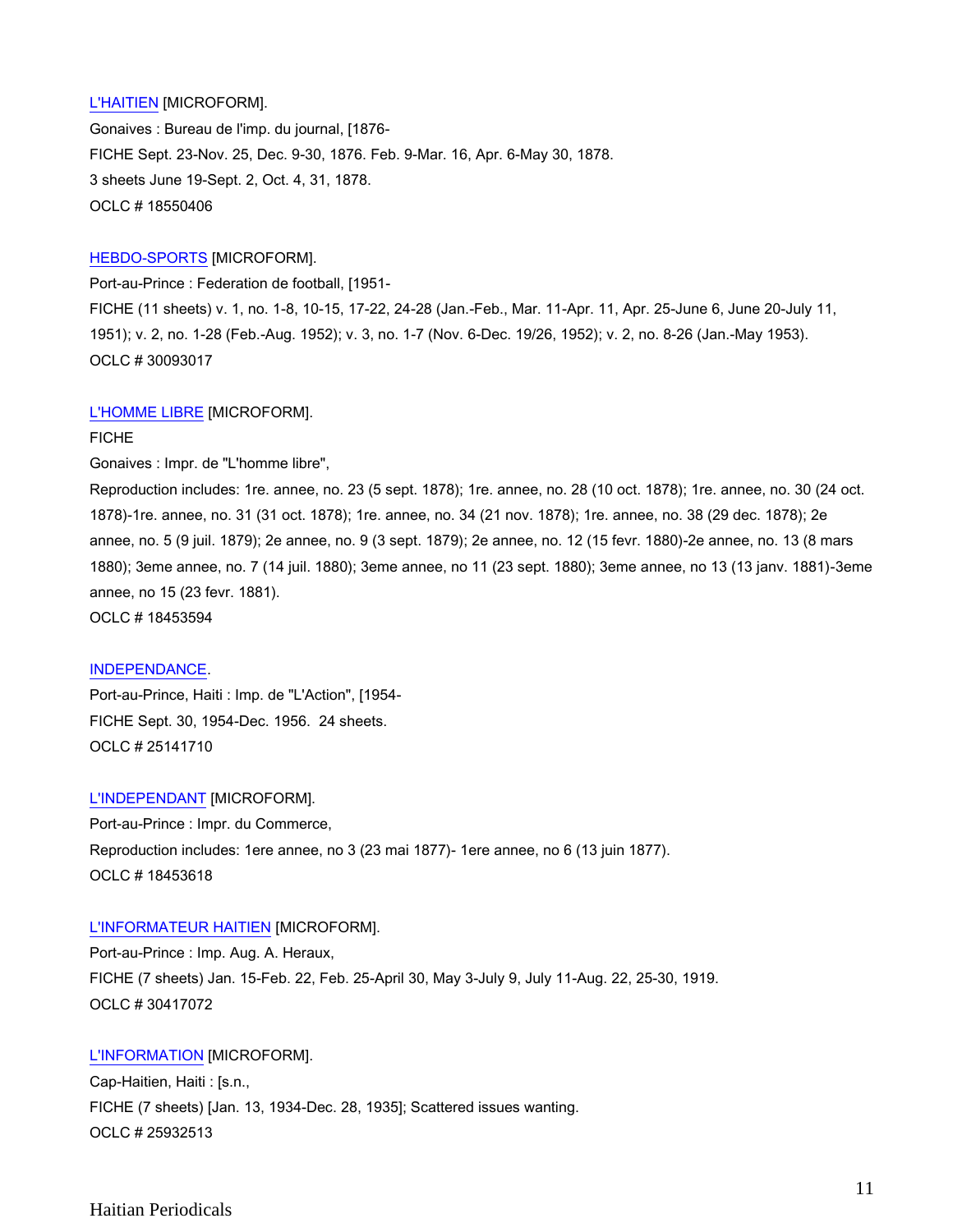L'HAITIEN [MICROFORM].
Gonaives : Bureau de l'imp. du journal, [1876-
FICHE Sept. 23-Nov. 25, Dec. 9-30, 1876. Feb. 9-Mar. 16, Apr. 6-May 30, 1878.
3 sheets June 19-Sept. 2, Oct. 4, 31, 1878.
OCLC # 18550406

HEBDO-SPORTS [MICROFORM].
Port-au-Prince : Federation de football, [1951-
FICHE (11 sheets) v. 1, no. 1-8, 10-15, 17-22, 24-28 (Jan.-Feb., Mar. 11-Apr. 11, Apr. 25-June 6, June 20-July 11, 1951); v. 2, no. 1-28 (Feb.-Aug. 1952); v. 3, no. 1-7 (Nov. 6-Dec. 19/26, 1952); v. 2, no. 8-26 (Jan.-May 1953).
OCLC # 30093017

L'HOMME LIBRE [MICROFORM].
FICHE
Gonaives : Impr. de "L'homme libre",
Reproduction includes: 1re. annee, no. 23 (5 sept. 1878); 1re. annee, no. 28 (10 oct. 1878); 1re. annee, no. 30 (24 oct. 1878)-1re. annee, no. 31 (31 oct. 1878); 1re. annee, no. 34 (21 nov. 1878); 1re. annee, no. 38 (29 dec. 1878); 2e annee, no. 5 (9 juil. 1879); 2e annee, no. 9 (3 sept. 1879); 2e annee, no. 12 (15 fevr. 1880)-2e annee, no. 13 (8 mars 1880); 3eme annee, no. 7 (14 juil. 1880); 3eme annee, no 11 (23 sept. 1880); 3eme annee, no 13 (13 janv. 1881)-3eme annee, no 15 (23 fevr. 1881).
OCLC # 18453594

INDEPENDANCE.
Port-au-Prince, Haiti : Imp. de "L'Action", [1954-
FICHE Sept. 30, 1954-Dec. 1956. 24 sheets.
OCLC # 25141710

L'INDEPENDANT [MICROFORM].
Port-au-Prince : Impr. du Commerce,
Reproduction includes: 1ere annee, no 3 (23 mai 1877)- 1ere annee, no 6 (13 juin 1877).
OCLC # 18453618

L'INFORMATEUR HAITIEN [MICROFORM].
Port-au-Prince : Imp. Aug. A. Heraux,
FICHE (7 sheets) Jan. 15-Feb. 22, Feb. 25-April 30, May 3-July 9, July 11-Aug. 22, 25-30, 1919.
OCLC # 30417072

L'INFORMATION [MICROFORM].
Cap-Haitien, Haiti : [s.n.,
FICHE (7 sheets) [Jan. 13, 1934-Dec. 28, 1935]; Scattered issues wanting.
OCLC # 25932513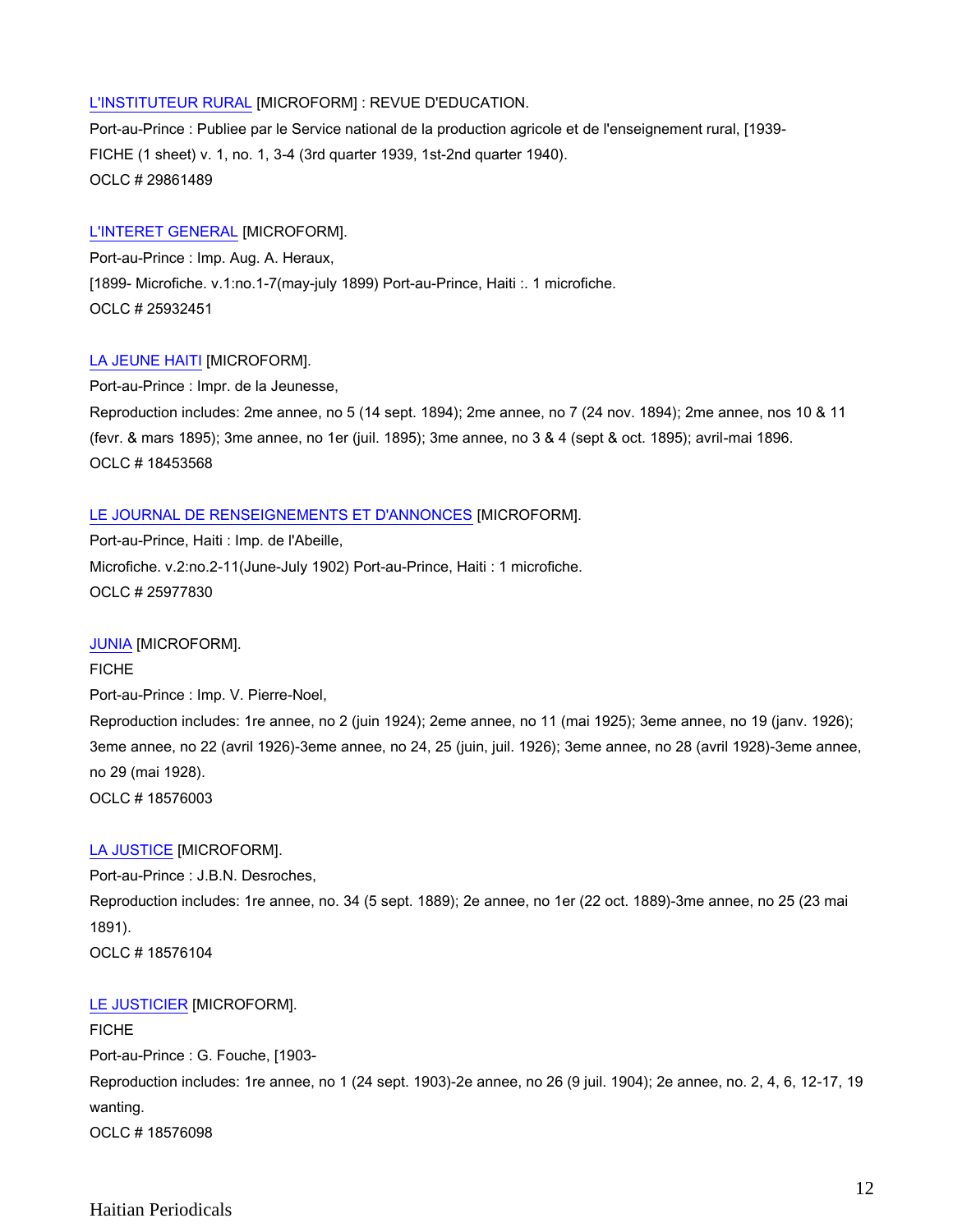L'INSTITUTEUR RURAL [MICROFORM] : REVUE D'EDUCATION.
Port-au-Prince : Publiee par le Service national de la production agricole et de l'enseignement rural, [1939-
FICHE (1 sheet) v. 1, no. 1, 3-4 (3rd quarter 1939, 1st-2nd quarter 1940).
OCLC # 29861489

L'INTERET GENERAL [MICROFORM].
Port-au-Prince : Imp. Aug. A. Heraux,
[1899- Microfiche. v.1:no.1-7(may-july 1899) Port-au-Prince, Haiti :. 1 microfiche.
OCLC # 25932451

LA JEUNE HAITI [MICROFORM].
Port-au-Prince : Impr. de la Jeunesse,
Reproduction includes: 2me annee, no 5 (14 sept. 1894); 2me annee, no 7 (24 nov. 1894); 2me annee, nos 10 & 11 (fevr. & mars 1895); 3me annee, no 1er (juil. 1895); 3me annee, no 3 & 4 (sept & oct. 1895); avril-mai 1896.
OCLC # 18453568

LE JOURNAL DE RENSEIGNEMENTS ET D'ANNONCES [MICROFORM].
Port-au-Prince, Haiti : Imp. de l'Abeille,
Microfiche. v.2:no.2-11(June-July 1902) Port-au-Prince, Haiti : 1 microfiche.
OCLC # 25977830

JUNIA [MICROFORM].
FICHE
Port-au-Prince : Imp. V. Pierre-Noel,
Reproduction includes: 1re annee, no 2 (juin 1924); 2eme annee, no 11 (mai 1925); 3eme annee, no 19 (janv. 1926); 3eme annee, no 22 (avril 1926)-3eme annee, no 24, 25 (juin, juil. 1926); 3eme annee, no 28 (avril 1928)-3eme annee, no 29 (mai 1928).
OCLC # 18576003

LA JUSTICE [MICROFORM].
Port-au-Prince : J.B.N. Desroches,
Reproduction includes: 1re annee, no. 34 (5 sept. 1889); 2e annee, no 1er (22 oct. 1889)-3me annee, no 25 (23 mai 1891).
OCLC # 18576104

LE JUSTICIER [MICROFORM].
FICHE
Port-au-Prince : G. Fouche, [1903-
Reproduction includes: 1re annee, no 1 (24 sept. 1903)-2e annee, no 26 (9 juil. 1904); 2e annee, no. 2, 4, 6, 12-17, 19 wanting.
OCLC # 18576098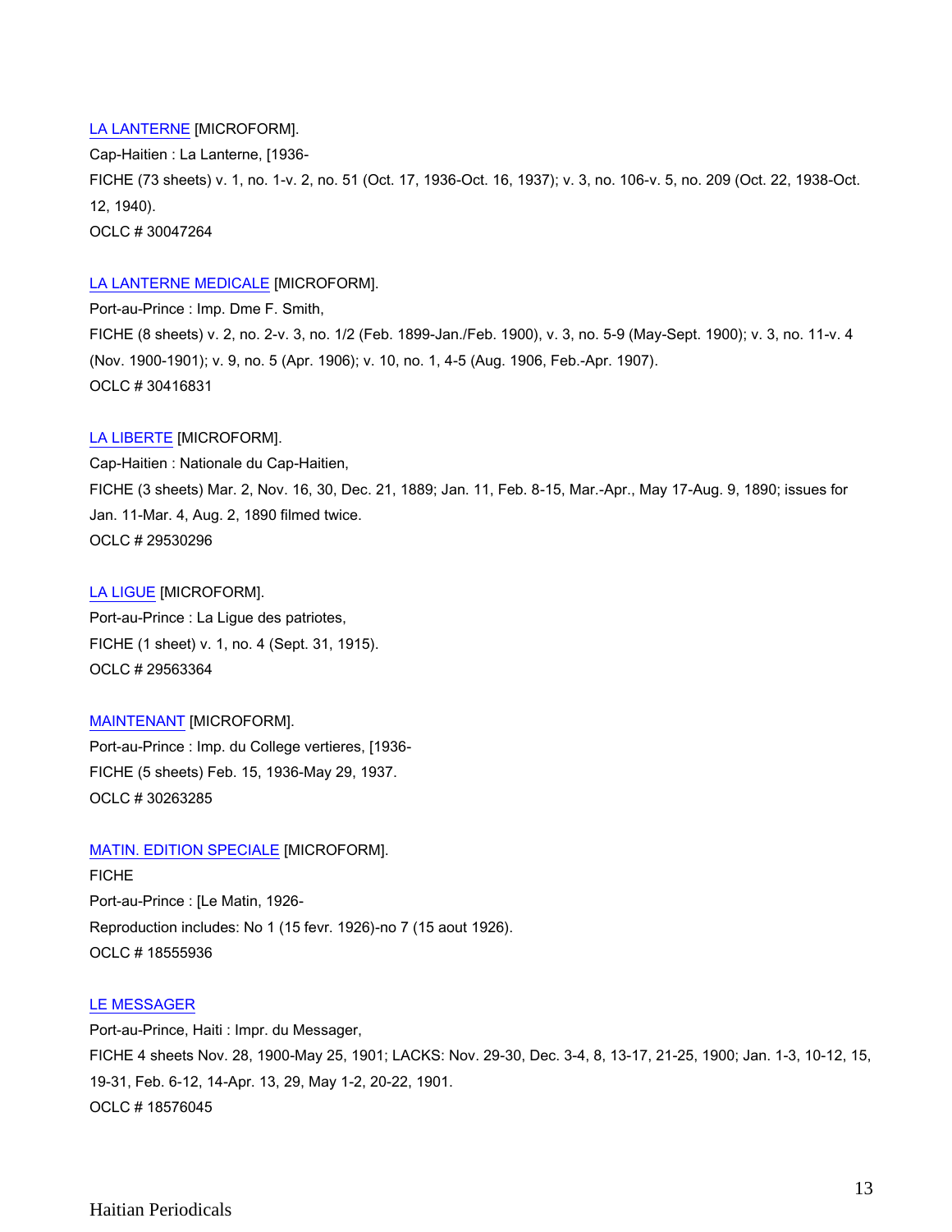LA LANTERNE [MICROFORM].

Cap-Haitien : La Lanterne, [1936-

FICHE (73 sheets) v. 1, no. 1-v. 2, no. 51 (Oct. 17, 1936-Oct. 16, 1937); v. 3, no. 106-v. 5, no. 209 (Oct. 22, 1938-Oct. 12, 1940).

OCLC # 30047264

LA LANTERNE MEDICALE [MICROFORM].

Port-au-Prince : Imp. Dme F. Smith,

FICHE (8 sheets) v. 2, no. 2-v. 3, no. 1/2 (Feb. 1899-Jan./Feb. 1900), v. 3, no. 5-9 (May-Sept. 1900); v. 3, no. 11-v. 4 (Nov. 1900-1901); v. 9, no. 5 (Apr. 1906); v. 10, no. 1, 4-5 (Aug. 1906, Feb.-Apr. 1907).

OCLC # 30416831

LA LIBERTE [MICROFORM].

Cap-Haitien : Nationale du Cap-Haitien,

FICHE (3 sheets) Mar. 2, Nov. 16, 30, Dec. 21, 1889; Jan. 11, Feb. 8-15, Mar.-Apr., May 17-Aug. 9, 1890; issues for Jan. 11-Mar. 4, Aug. 2, 1890 filmed twice.

OCLC # 29530296

LA LIGUE [MICROFORM].

Port-au-Prince : La Ligue des patriotes,

FICHE (1 sheet) v. 1, no. 4 (Sept. 31, 1915).

OCLC # 29563364

MAINTENANT [MICROFORM].

Port-au-Prince : Imp. du College vertieres, [1936-

FICHE (5 sheets) Feb. 15, 1936-May 29, 1937.

OCLC # 30263285

MATIN. EDITION SPECIALE [MICROFORM].

FICHE

Port-au-Prince : [Le Matin, 1926-

Reproduction includes: No 1 (15 fevr. 1926)-no 7 (15 aout 1926).

OCLC # 18555936

LE MESSAGER

Port-au-Prince, Haiti : Impr. du Messager,

FICHE 4 sheets Nov. 28, 1900-May 25, 1901; LACKS: Nov. 29-30, Dec. 3-4, 8, 13-17, 21-25, 1900; Jan. 1-3, 10-12, 15, 19-31, Feb. 6-12, 14-Apr. 13, 29, May 1-2, 20-22, 1901.

OCLC # 18576045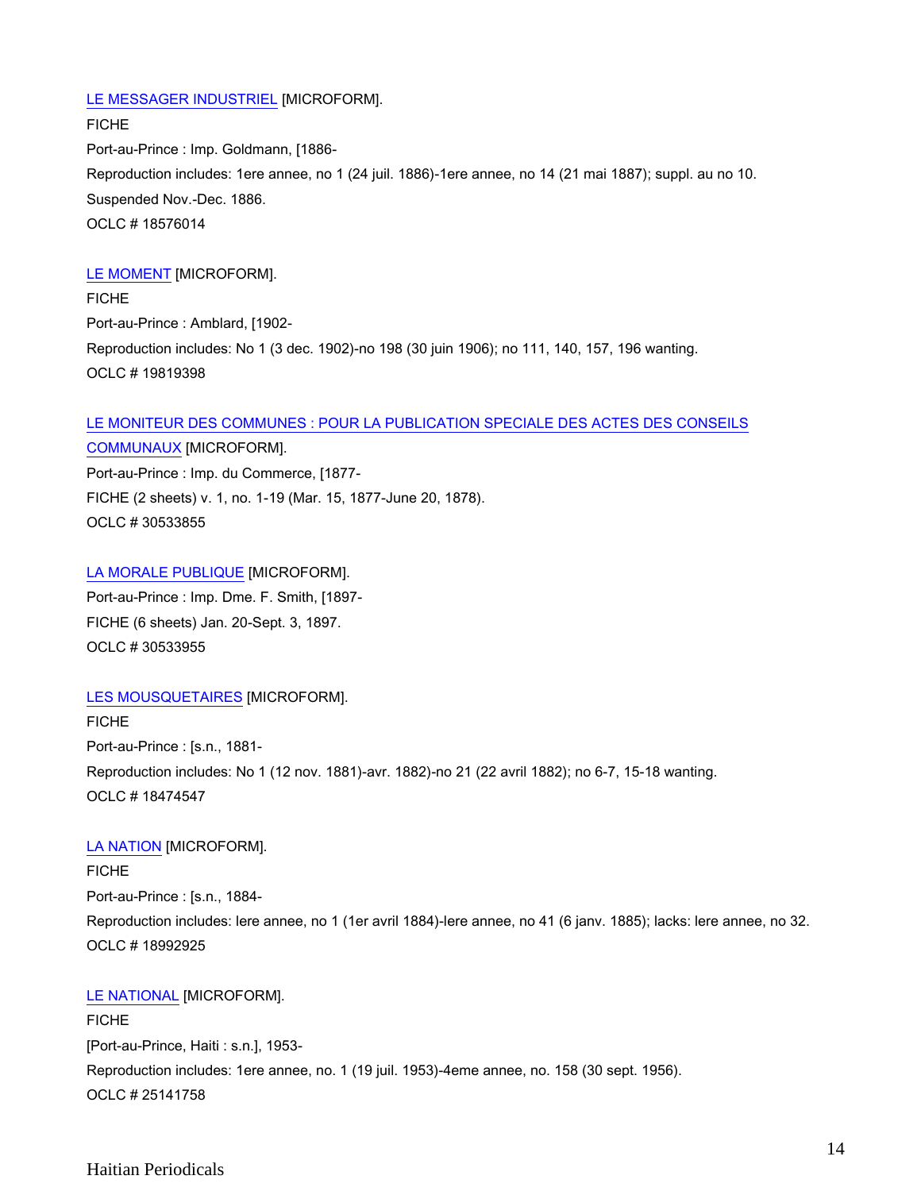LE MESSAGER INDUSTRIEL [MICROFORM].

FICHE

Port-au-Prince : Imp. Goldmann, [1886-

Reproduction includes: 1ere annee, no 1 (24 juil. 1886)-1ere annee, no 14 (21 mai 1887); suppl. au no 10.

Suspended Nov.-Dec. 1886.

OCLC # 18576014

LE MOMENT [MICROFORM].

FICHE

Port-au-Prince : Amblard, [1902-

Reproduction includes: No 1 (3 dec. 1902)-no 198 (30 juin 1906); no 111, 140, 157, 196 wanting.

OCLC # 19819398

LE MONITEUR DES COMMUNES : POUR LA PUBLICATION SPECIALE DES ACTES DES CONSEILS COMMUNAUX [MICROFORM].

Port-au-Prince : Imp. du Commerce, [1877-

FICHE (2 sheets) v. 1, no. 1-19 (Mar. 15, 1877-June 20, 1878).

OCLC # 30533855

LA MORALE PUBLIQUE [MICROFORM].

Port-au-Prince : Imp. Dme. F. Smith, [1897-

FICHE (6 sheets) Jan. 20-Sept. 3, 1897.

OCLC # 30533955

LES MOUSQUETAIRES [MICROFORM].

FICHE

Port-au-Prince : [s.n., 1881-

Reproduction includes: No 1 (12 nov. 1881)-avr. 1882)-no 21 (22 avril 1882); no 6-7, 15-18 wanting.

OCLC # 18474547

LA NATION [MICROFORM].

FICHE

Port-au-Prince : [s.n., 1884-

Reproduction includes: lere annee, no 1 (1er avril 1884)-lere annee, no 41 (6 janv. 1885); lacks: lere annee, no 32.

OCLC # 18992925

LE NATIONAL [MICROFORM].

FICHE

[Port-au-Prince, Haiti : s.n.], 1953-

Reproduction includes: 1ere annee, no. 1 (19 juil. 1953)-4eme annee, no. 158 (30 sept. 1956).

OCLC # 25141758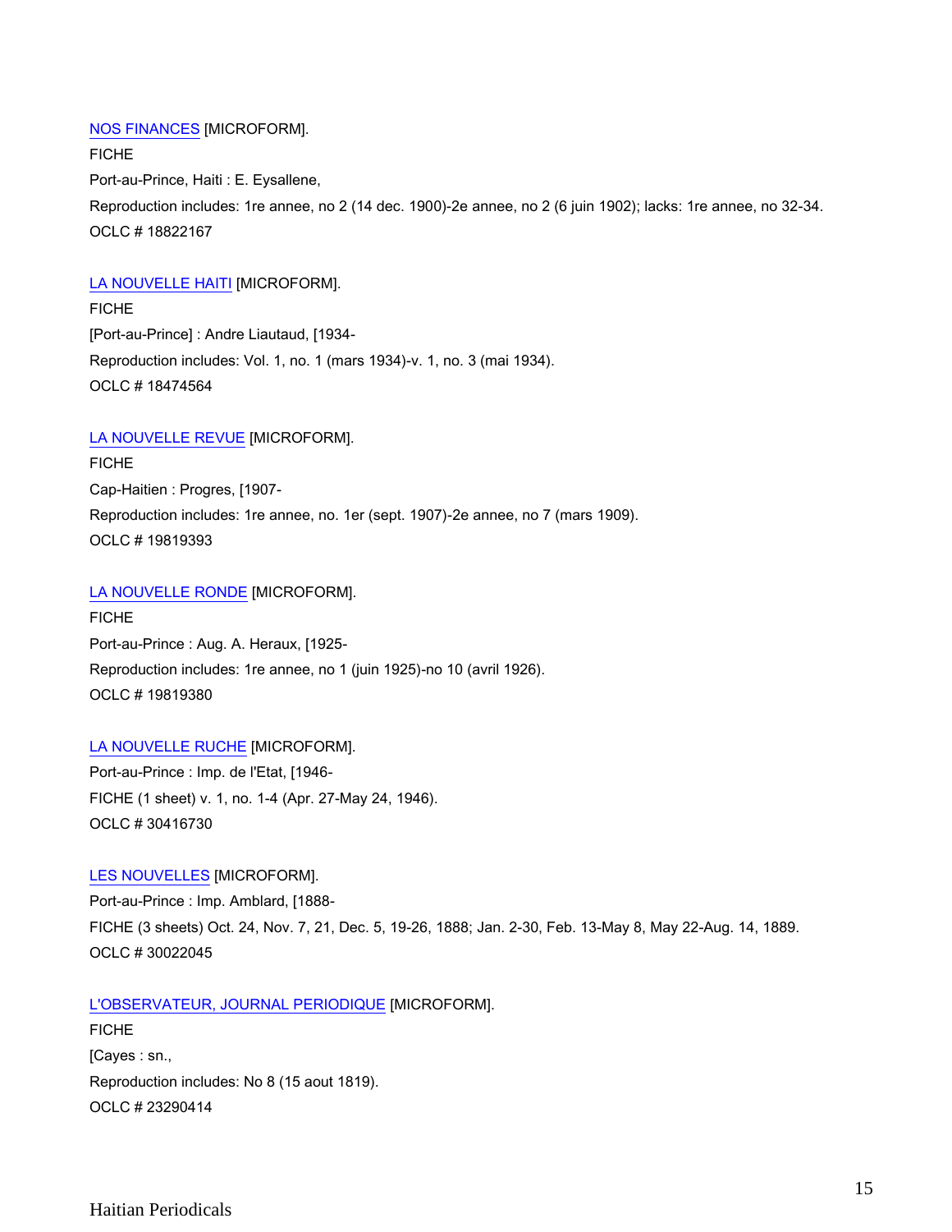NOS FINANCES [MICROFORM].

FICHE

Port-au-Prince, Haiti : E. Eysallene,

Reproduction includes: 1re annee, no 2 (14 dec. 1900)-2e annee, no 2 (6 juin 1902); lacks: 1re annee, no 32-34.

OCLC # 18822167

LA NOUVELLE HAITI [MICROFORM].

FICHE

[Port-au-Prince] : Andre Liautaud, [1934-

Reproduction includes: Vol. 1, no. 1 (mars 1934)-v. 1, no. 3 (mai 1934).

OCLC # 18474564

LA NOUVELLE REVUE [MICROFORM].

FICHE

Cap-Haitien : Progres, [1907-

Reproduction includes: 1re annee, no. 1er (sept. 1907)-2e annee, no 7 (mars 1909).

OCLC # 19819393

LA NOUVELLE RONDE [MICROFORM].

FICHE

Port-au-Prince : Aug. A. Heraux, [1925-

Reproduction includes: 1re annee, no 1 (juin 1925)-no 10 (avril 1926).

OCLC # 19819380

LA NOUVELLE RUCHE [MICROFORM].

Port-au-Prince : Imp. de l'Etat, [1946-

FICHE (1 sheet) v. 1, no. 1-4 (Apr. 27-May 24, 1946).

OCLC # 30416730

LES NOUVELLES [MICROFORM].

Port-au-Prince : Imp. Amblard, [1888-

FICHE (3 sheets) Oct. 24, Nov. 7, 21, Dec. 5, 19-26, 1888; Jan. 2-30, Feb. 13-May 8, May 22-Aug. 14, 1889.

OCLC # 30022045

L'OBSERVATEUR, JOURNAL PERIODIQUE [MICROFORM].

FICHE

[Cayes : sn.,

Reproduction includes: No 8 (15 aout 1819).

OCLC # 23290414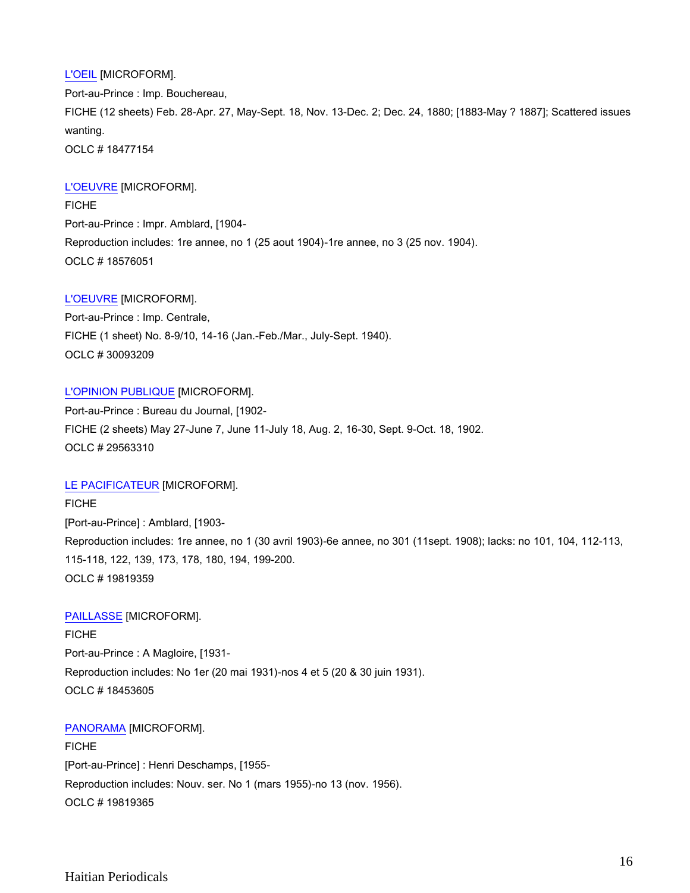[L'OEIL]() [MICROFORM].
Port-au-Prince : Imp. Bouchereau,
FICHE (12 sheets) Feb. 28-Apr. 27, May-Sept. 18, Nov. 13-Dec. 2; Dec. 24, 1880; [1883-May ? 1887]; Scattered issues wanting.
OCLC # 18477154

[L'OEUVRE]() [MICROFORM].
FICHE
Port-au-Prince : Impr. Amblard, [1904-
Reproduction includes: 1re annee, no 1 (25 aout 1904)-1re annee, no 3 (25 nov. 1904).
OCLC # 18576051

[L'OEUVRE]() [MICROFORM].
Port-au-Prince : Imp. Centrale,
FICHE (1 sheet) No. 8-9/10, 14-16 (Jan.-Feb./Mar., July-Sept. 1940).
OCLC # 30093209

[L'OPINION PUBLIQUE]() [MICROFORM].
Port-au-Prince : Bureau du Journal, [1902-
FICHE (2 sheets) May 27-June 7, June 11-July 18, Aug. 2, 16-30, Sept. 9-Oct. 18, 1902.
OCLC # 29563310

[LE PACIFICATEUR]() [MICROFORM].
FICHE
[Port-au-Prince] : Amblard, [1903-
Reproduction includes: 1re annee, no 1 (30 avril 1903)-6e annee, no 301 (11sept. 1908); lacks: no 101, 104, 112-113, 115-118, 122, 139, 173, 178, 180, 194, 199-200.
OCLC # 19819359

[PAILLASSE]() [MICROFORM].
FICHE
Port-au-Prince : A Magloire, [1931-
Reproduction includes: No 1er (20 mai 1931)-nos 4 et 5 (20 & 30 juin 1931).
OCLC # 18453605

[PANORAMA]() [MICROFORM].
FICHE
[Port-au-Prince] : Henri Deschamps, [1955-
Reproduction includes: Nouv. ser. No 1 (mars 1955)-no 13 (nov. 1956).
OCLC # 19819365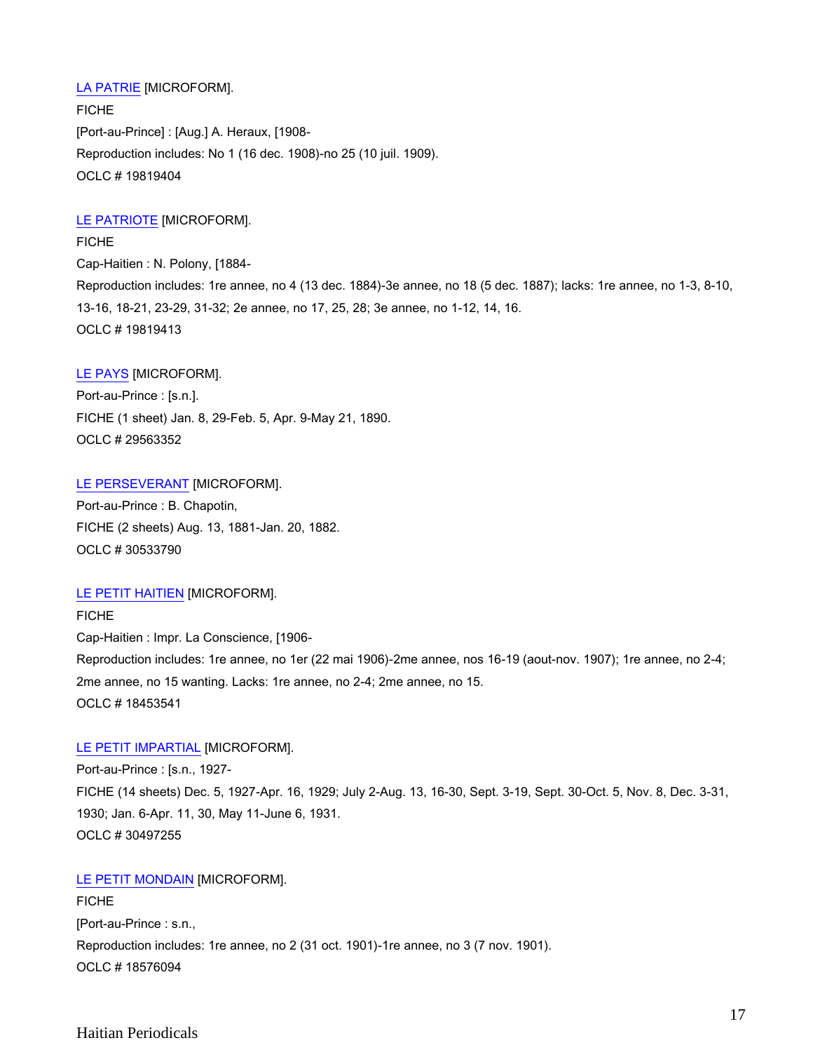LA PATRIE [MICROFORM].

FICHE

[Port-au-Prince] : [Aug.] A. Heraux, [1908-

Reproduction includes: No 1 (16 dec. 1908)-no 25 (10 juil. 1909).

OCLC # 19819404

LE PATRIOTE [MICROFORM].

FICHE

Cap-Haitien : N. Polony, [1884-

Reproduction includes: 1re annee, no 4 (13 dec. 1884)-3e annee, no 18 (5 dec. 1887); lacks: 1re annee, no 1-3, 8-10, 13-16, 18-21, 23-29, 31-32; 2e annee, no 17, 25, 28; 3e annee, no 1-12, 14, 16.

OCLC # 19819413

LE PAYS [MICROFORM].

Port-au-Prince : [s.n.].

FICHE (1 sheet) Jan. 8, 29-Feb. 5, Apr. 9-May 21, 1890.

OCLC # 29563352

LE PERSEVERANT [MICROFORM].

Port-au-Prince : B. Chapotin,

FICHE (2 sheets) Aug. 13, 1881-Jan. 20, 1882.

OCLC # 30533790

LE PETIT HAITIEN [MICROFORM].

FICHE

Cap-Haitien : Impr. La Conscience, [1906-

Reproduction includes: 1re annee, no 1er (22 mai 1906)-2me annee, nos 16-19 (aout-nov. 1907); 1re annee, no 2-4; 2me annee, no 15 wanting. Lacks: 1re annee, no 2-4; 2me annee, no 15.

OCLC # 18453541

LE PETIT IMPARTIAL [MICROFORM].

Port-au-Prince : [s.n., 1927-

FICHE (14 sheets) Dec. 5, 1927-Apr. 16, 1929; July 2-Aug. 13, 16-30, Sept. 3-19, Sept. 30-Oct. 5, Nov. 8, Dec. 3-31, 1930; Jan. 6-Apr. 11, 30, May 11-June 6, 1931.

OCLC # 30497255

LE PETIT MONDAIN [MICROFORM].

FICHE

[Port-au-Prince : s.n.,

Reproduction includes: 1re annee, no 2 (31 oct. 1901)-1re annee, no 3 (7 nov. 1901).

OCLC # 18576094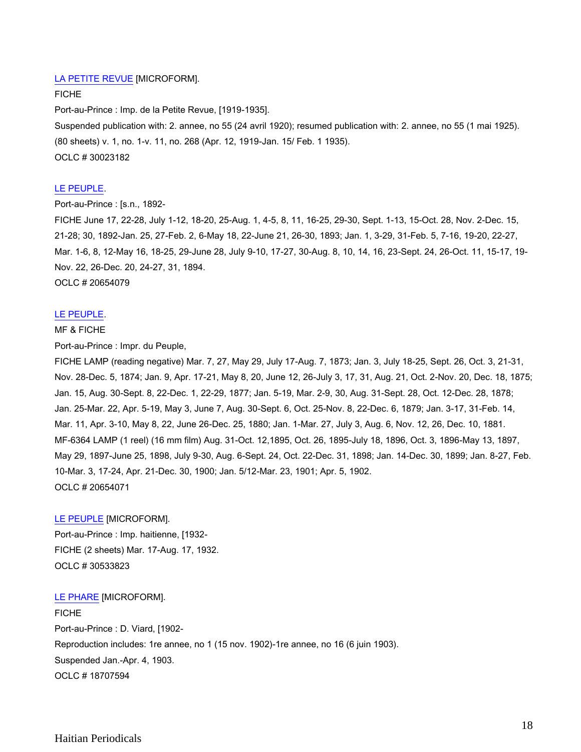[LA PETITE REVUE](#) [MICROFORM].

FICHE

Port-au-Prince : Imp. de la Petite Revue, [1919-1935].

Suspended publication with: 2. annee, no 55 (24 avril 1920); resumed publication with: 2. annee, no 55 (1 mai 1925).

(80 sheets) v. 1, no. 1-v. 11, no. 268 (Apr. 12, 1919-Jan. 15/ Feb. 1 1935).

OCLC # 30023182

[LE PEUPLE](#).

Port-au-Prince : [s.n., 1892-

FICHE June 17, 22-28, July 1-12, 18-20, 25-Aug. 1, 4-5, 8, 11, 16-25, 29-30, Sept. 1-13, 15-Oct. 28, Nov. 2-Dec. 15, 21-28; 30, 1892-Jan. 25, 27-Feb. 2, 6-May 18, 22-June 21, 26-30, 1893; Jan. 1, 3-29, 31-Feb. 5, 7-16, 19-20, 22-27, Mar. 1-6, 8, 12-May 16, 18-25, 29-June 28, July 9-10, 17-27, 30-Aug. 8, 10, 14, 16, 23-Sept. 24, 26-Oct. 11, 15-17, 19-Nov. 22, 26-Dec. 20, 24-27, 31, 1894.

OCLC # 20654079

[LE PEUPLE](#).

MF & FICHE

Port-au-Prince : Impr. du Peuple,

FICHE LAMP (reading negative) Mar. 7, 27, May 29, July 17-Aug. 7, 1873; Jan. 3, July 18-25, Sept. 26, Oct. 3, 21-31, Nov. 28-Dec. 5, 1874; Jan. 9, Apr. 17-21, May 8, 20, June 12, 26-July 3, 17, 31, Aug. 21, Oct. 2-Nov. 20, Dec. 18, 1875; Jan. 15, Aug. 30-Sept. 8, 22-Dec. 1, 22-29, 1877; Jan. 5-19, Mar. 2-9, 30, Aug. 31-Sept. 28, Oct. 12-Dec. 28, 1878; Jan. 25-Mar. 22, Apr. 5-19, May 3, June 7, Aug. 30-Sept. 6, Oct. 25-Nov. 8, 22-Dec. 6, 1879; Jan. 3-17, 31-Feb. 14, Mar. 11, Apr. 3-10, May 8, 22, June 26-Dec. 25, 1880; Jan. 1-Mar. 27, July 3, Aug. 6, Nov. 12, 26, Dec. 10, 1881.

MF-6364 LAMP (1 reel) (16 mm film) Aug. 31-Oct. 12,1895, Oct. 26, 1895-July 18, 1896, Oct. 3, 1896-May 13, 1897, May 29, 1897-June 25, 1898, July 9-30, Aug. 6-Sept. 24, Oct. 22-Dec. 31, 1898; Jan. 14-Dec. 30, 1899; Jan. 8-27, Feb. 10-Mar. 3, 17-24, Apr. 21-Dec. 30, 1900; Jan. 5/12-Mar. 23, 1901; Apr. 5, 1902.

OCLC # 20654071

[LE PEUPLE](#) [MICROFORM].

Port-au-Prince : Imp. haitienne, [1932-

FICHE (2 sheets) Mar. 17-Aug. 17, 1932.

OCLC # 30533823

[LE PHARE](#) [MICROFORM].

FICHE

Port-au-Prince : D. Viard, [1902-

Reproduction includes: 1re annee, no 1 (15 nov. 1902)-1re annee, no 16 (6 juin 1903).

Suspended Jan.-Apr. 4, 1903.

OCLC # 18707594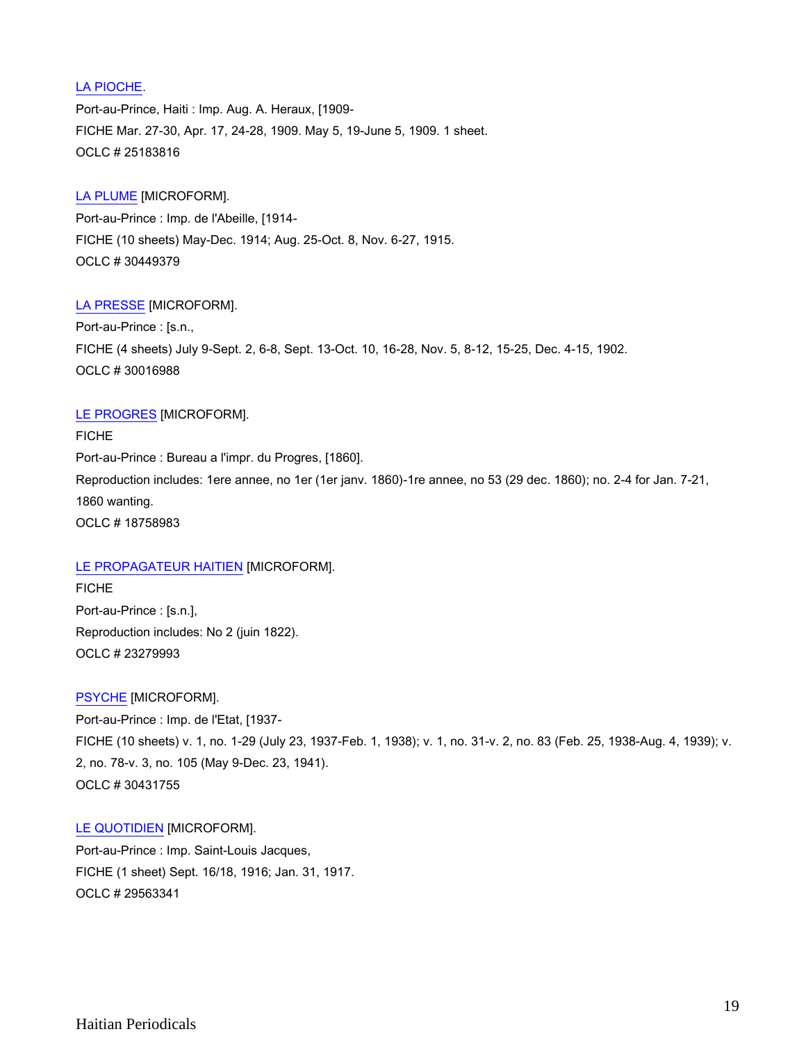LA PIOCHE.
Port-au-Prince, Haiti : Imp. Aug. A. Heraux, [1909-
FICHE Mar. 27-30, Apr. 17, 24-28, 1909. May 5, 19-June 5, 1909. 1 sheet.
OCLC # 25183816

LA PLUME [MICROFORM].
Port-au-Prince : Imp. de l'Abeille, [1914-
FICHE (10 sheets) May-Dec. 1914; Aug. 25-Oct. 8, Nov. 6-27, 1915.
OCLC # 30449379

LA PRESSE [MICROFORM].
Port-au-Prince : [s.n.,
FICHE (4 sheets) July 9-Sept. 2, 6-8, Sept. 13-Oct. 10, 16-28, Nov. 5, 8-12, 15-25, Dec. 4-15, 1902.
OCLC # 30016988

LE PROGRES [MICROFORM].
FICHE
Port-au-Prince : Bureau a l'impr. du Progres, [1860].
Reproduction includes: 1ere annee, no 1er (1er janv. 1860)-1re annee, no 53 (29 dec. 1860); no. 2-4 for Jan. 7-21, 1860 wanting.
OCLC # 18758983

LE PROPAGATEUR HAITIEN [MICROFORM].
FICHE
Port-au-Prince : [s.n.],
Reproduction includes: No 2 (juin 1822).
OCLC # 23279993

PSYCHE [MICROFORM].
Port-au-Prince : Imp. de l'Etat, [1937-
FICHE (10 sheets) v. 1, no. 1-29 (July 23, 1937-Feb. 1, 1938); v. 1, no. 31-v. 2, no. 83 (Feb. 25, 1938-Aug. 4, 1939); v. 2, no. 78-v. 3, no. 105 (May 9-Dec. 23, 1941).
OCLC # 30431755

LE QUOTIDIEN [MICROFORM].
Port-au-Prince : Imp. Saint-Louis Jacques,
FICHE (1 sheet) Sept. 16/18, 1916; Jan. 31, 1917.
OCLC # 29563341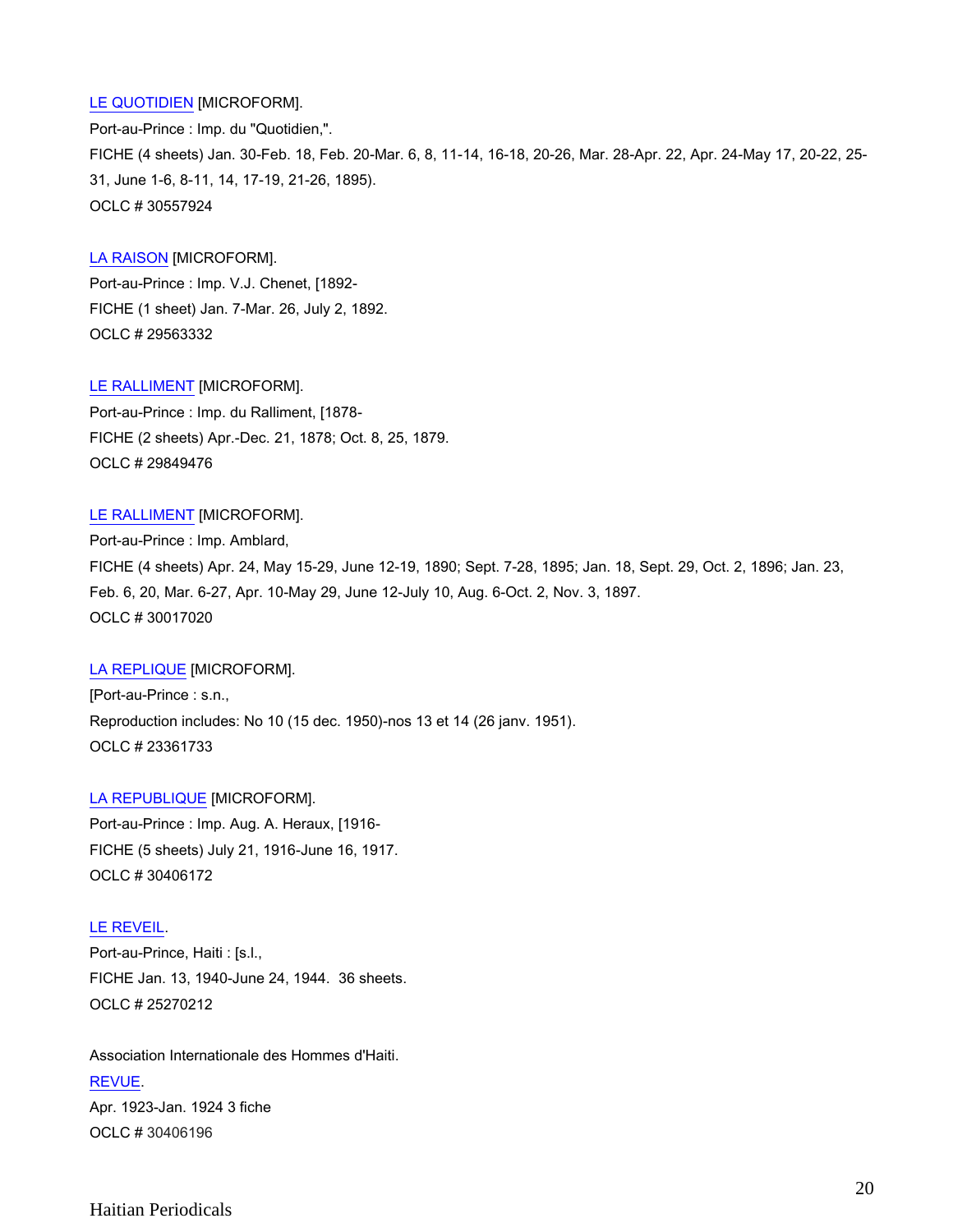LE QUOTIDIEN [MICROFORM].
Port-au-Prince : Imp. du "Quotidien,".
FICHE (4 sheets) Jan. 30-Feb. 18, Feb. 20-Mar. 6, 8, 11-14, 16-18, 20-26, Mar. 28-Apr. 22, Apr. 24-May 17, 20-22, 25-31, June 1-6, 8-11, 14, 17-19, 21-26, 1895).
OCLC # 30557924

LA RAISON [MICROFORM].
Port-au-Prince : Imp. V.J. Chenet, [1892-
FICHE (1 sheet) Jan. 7-Mar. 26, July 2, 1892.
OCLC # 29563332

LE RALLIMENT [MICROFORM].
Port-au-Prince : Imp. du Ralliment, [1878-
FICHE (2 sheets) Apr.-Dec. 21, 1878; Oct. 8, 25, 1879.
OCLC # 29849476

LE RALLIMENT [MICROFORM].
Port-au-Prince : Imp. Amblard,
FICHE (4 sheets) Apr. 24, May 15-29, June 12-19, 1890; Sept. 7-28, 1895; Jan. 18, Sept. 29, Oct. 2, 1896; Jan. 23, Feb. 6, 20, Mar. 6-27, Apr. 10-May 29, June 12-July 10, Aug. 6-Oct. 2, Nov. 3, 1897.
OCLC # 30017020

LA REPLIQUE [MICROFORM].
[Port-au-Prince : s.n.,
Reproduction includes: No 10 (15 dec. 1950)-nos 13 et 14 (26 janv. 1951).
OCLC # 23361733

LA REPUBLIQUE [MICROFORM].
Port-au-Prince : Imp. Aug. A. Heraux, [1916-
FICHE (5 sheets) July 21, 1916-June 16, 1917.
OCLC # 30406172

LE REVEIL.
Port-au-Prince, Haiti : [s.l.,
FICHE Jan. 13, 1940-June 24, 1944. 36 sheets.
OCLC # 25270212

Association Internationale des Hommes d'Haiti.
REVUE.
Apr. 1923-Jan. 1924 3 fiche
OCLC # 30406196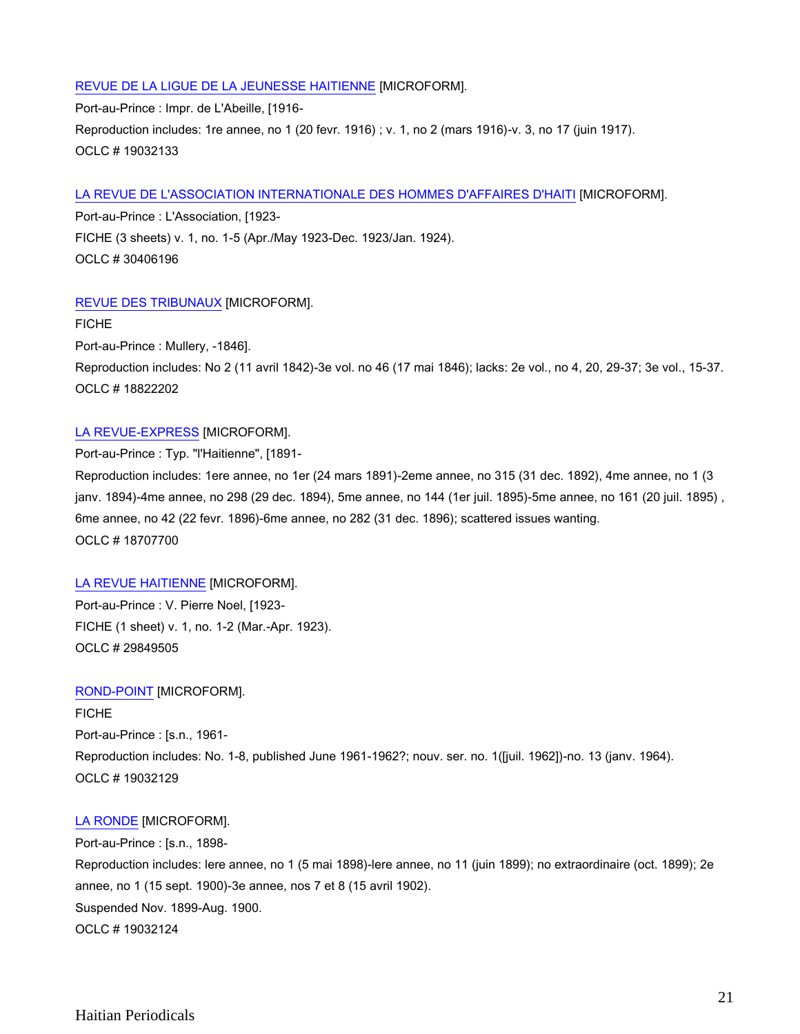[REVUE DE LA LIGUE DE LA JEUNESSE HAITIENNE] [MICROFORM].

Port-au-Prince : Impr. de L'Abeille, [1916-

Reproduction includes: 1re annee, no 1 (20 fevr. 1916) ; v. 1, no 2 (mars 1916)-v. 3, no 17 (juin 1917).

OCLC # 19032133

[LA REVUE DE L'ASSOCIATION INTERNATIONALE DES HOMMES D'AFFAIRES D'HAITI] [MICROFORM].

Port-au-Prince : L'Association, [1923-

FICHE (3 sheets) v. 1, no. 1-5 (Apr./May 1923-Dec. 1923/Jan. 1924).

OCLC # 30406196

[REVUE DES TRIBUNAUX] [MICROFORM].

FICHE

Port-au-Prince : Mullery, -1846].

Reproduction includes: No 2 (11 avril 1842)-3e vol. no 46 (17 mai 1846); lacks: 2e vol., no 4, 20, 29-37; 3e vol., 15-37.

OCLC # 18822202

[LA REVUE-EXPRESS] [MICROFORM].

Port-au-Prince : Typ. "l'Haitienne", [1891-

Reproduction includes: 1ere annee, no 1er (24 mars 1891)-2eme annee, no 315 (31 dec. 1892), 4me annee, no 1 (3 janv. 1894)-4me annee, no 298 (29 dec. 1894), 5me annee, no 144 (1er juil. 1895)-5me annee, no 161 (20 juil. 1895) , 6me annee, no 42 (22 fevr. 1896)-6me annee, no 282 (31 dec. 1896); scattered issues wanting.

OCLC # 18707700

[LA REVUE HAITIENNE] [MICROFORM].

Port-au-Prince : V. Pierre Noel, [1923-

FICHE (1 sheet) v. 1, no. 1-2 (Mar.-Apr. 1923).

OCLC # 29849505

[ROND-POINT] [MICROFORM].

FICHE

Port-au-Prince : [s.n., 1961-

Reproduction includes: No. 1-8, published June 1961-1962?; nouv. ser. no. 1([juil. 1962])-no. 13 (janv. 1964).

OCLC # 19032129

[LA RONDE] [MICROFORM].

Port-au-Prince : [s.n., 1898-

Reproduction includes: lere annee, no 1 (5 mai 1898)-lere annee, no 11 (juin 1899); no extraordinaire (oct. 1899); 2e annee, no 1 (15 sept. 1900)-3e annee, nos 7 et 8 (15 avril 1902).

Suspended Nov. 1899-Aug. 1900.

OCLC # 19032124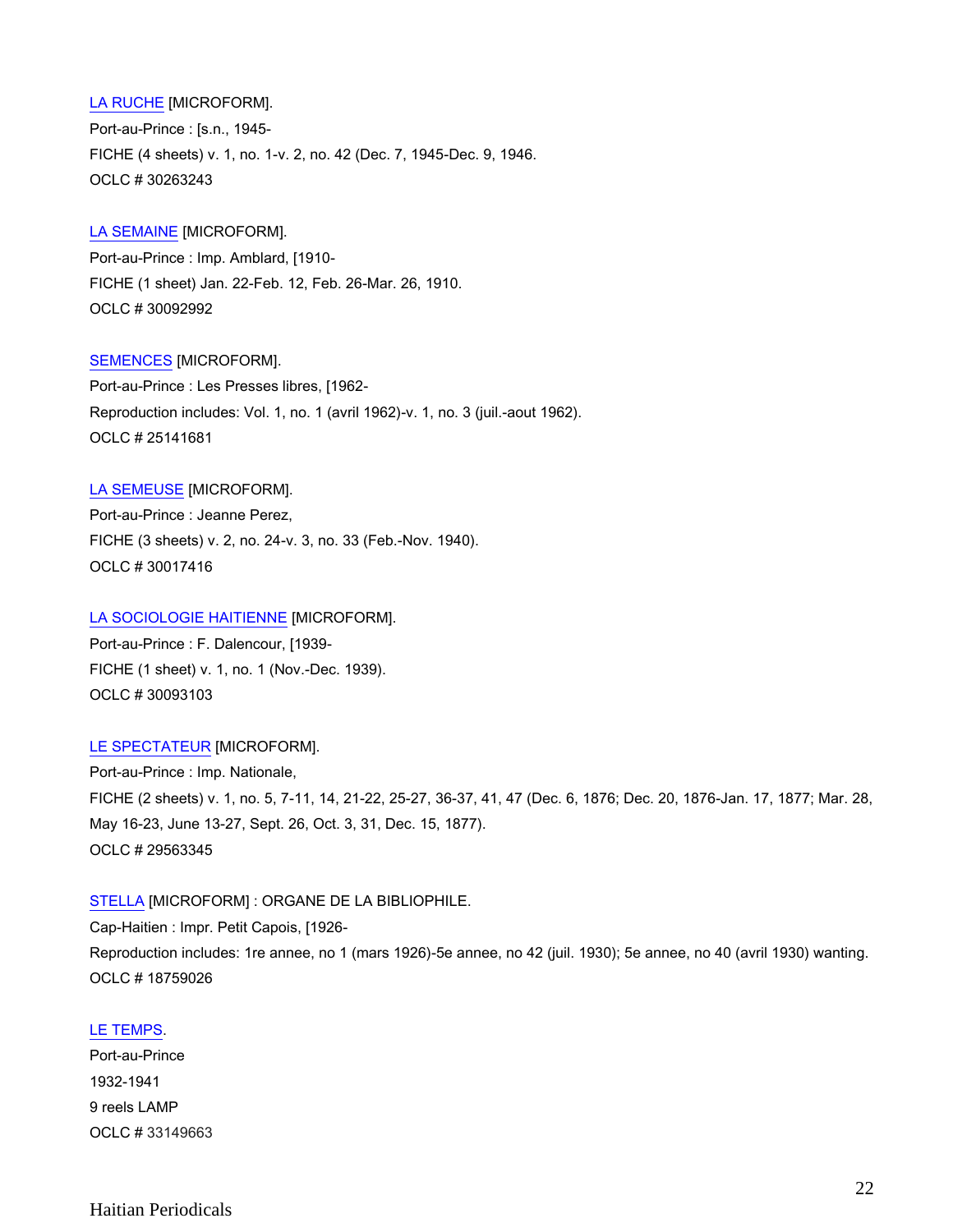LA RUCHE [MICROFORM].  
Port-au-Prince : [s.n., 1945-  
FICHE (4 sheets) v. 1, no. 1-v. 2, no. 42 (Dec. 7, 1945-Dec. 9, 1946.  
OCLC # 30263243

LA SEMAINE [MICROFORM].  
Port-au-Prince : Imp. Amblard, [1910-  
FICHE (1 sheet) Jan. 22-Feb. 12, Feb. 26-Mar. 26, 1910.  
OCLC # 30092992

SEMENCES [MICROFORM].  
Port-au-Prince : Les Presses libres, [1962-  
Reproduction includes: Vol. 1, no. 1 (avril 1962)-v. 1, no. 3 (juil.-aout 1962).  
OCLC # 25141681

LA SEMEUSE [MICROFORM].  
Port-au-Prince : Jeanne Perez,  
FICHE (3 sheets) v. 2, no. 24-v. 3, no. 33 (Feb.-Nov. 1940).  
OCLC # 30017416

LA SOCIOLOGIE HAITIENNE [MICROFORM].  
Port-au-Prince : F. Dalencour, [1939-  
FICHE (1 sheet) v. 1, no. 1 (Nov.-Dec. 1939).  
OCLC # 30093103

LE SPECTATEUR [MICROFORM].  
Port-au-Prince : Imp. Nationale,  
FICHE (2 sheets) v. 1, no. 5, 7-11, 14, 21-22, 25-27, 36-37, 41, 47 (Dec. 6, 1876; Dec. 20, 1876-Jan. 17, 1877; Mar. 28, May 16-23, June 13-27, Sept. 26, Oct. 3, 31, Dec. 15, 1877).  
OCLC # 29563345

STELLA [MICROFORM] : ORGANE DE LA BIBLIOPHILE.  
Cap-Haitien : Impr. Petit Capois, [1926-  
Reproduction includes: 1re annee, no 1 (mars 1926)-5e annee, no 42 (juil. 1930); 5e annee, no 40 (avril 1930) wanting.  
OCLC # 18759026

LE TEMPS.  
Port-au-Prince  
1932-1941  
9 reels LAMP  
OCLC # 33149663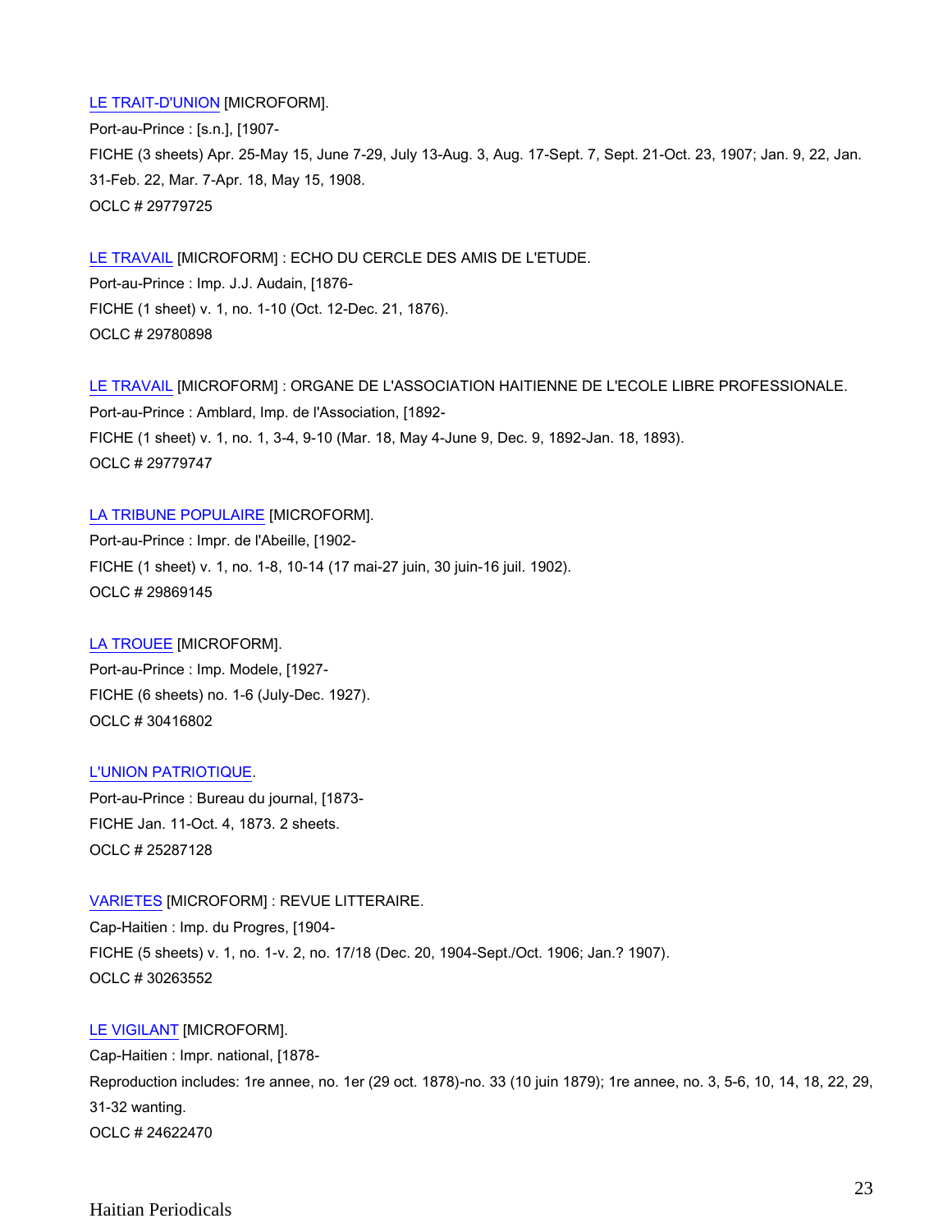LE TRAIT-D'UNION [MICROFORM].
Port-au-Prince : [s.n.], [1907-
FICHE (3 sheets) Apr. 25-May 15, June 7-29, July 13-Aug. 3, Aug. 17-Sept. 7, Sept. 21-Oct. 23, 1907; Jan. 9, 22, Jan. 31-Feb. 22, Mar. 7-Apr. 18, May 15, 1908.
OCLC # 29779725

LE TRAVAIL [MICROFORM] : ECHO DU CERCLE DES AMIS DE L'ETUDE.
Port-au-Prince : Imp. J.J. Audain, [1876-
FICHE (1 sheet) v. 1, no. 1-10 (Oct. 12-Dec. 21, 1876).
OCLC # 29780898

LE TRAVAIL [MICROFORM] : ORGANE DE L'ASSOCIATION HAITIENNE DE L'ECOLE LIBRE PROFESSIONALE.
Port-au-Prince : Amblard, Imp. de l'Association, [1892-
FICHE (1 sheet) v. 1, no. 1, 3-4, 9-10 (Mar. 18, May 4-June 9, Dec. 9, 1892-Jan. 18, 1893).
OCLC # 29779747

LA TRIBUNE POPULAIRE [MICROFORM].
Port-au-Prince : Impr. de l'Abeille, [1902-
FICHE (1 sheet) v. 1, no. 1-8, 10-14 (17 mai-27 juin, 30 juin-16 juil. 1902).
OCLC # 29869145

LA TROUEE [MICROFORM].
Port-au-Prince : Imp. Modele, [1927-
FICHE (6 sheets) no. 1-6 (July-Dec. 1927).
OCLC # 30416802

L'UNION PATRIOTIQUE.
Port-au-Prince : Bureau du journal, [1873-
FICHE Jan. 11-Oct. 4, 1873. 2 sheets.
OCLC # 25287128

VARIETES [MICROFORM] : REVUE LITTERAIRE.
Cap-Haitien : Imp. du Progres, [1904-
FICHE (5 sheets) v. 1, no. 1-v. 2, no. 17/18 (Dec. 20, 1904-Sept./Oct. 1906; Jan.? 1907).
OCLC # 30263552

LE VIGILANT [MICROFORM].
Cap-Haitien : Impr. national, [1878-
Reproduction includes: 1re annee, no. 1er (29 oct. 1878)-no. 33 (10 juin 1879); 1re annee, no. 3, 5-6, 10, 14, 18, 22, 29, 31-32 wanting.
OCLC # 24622470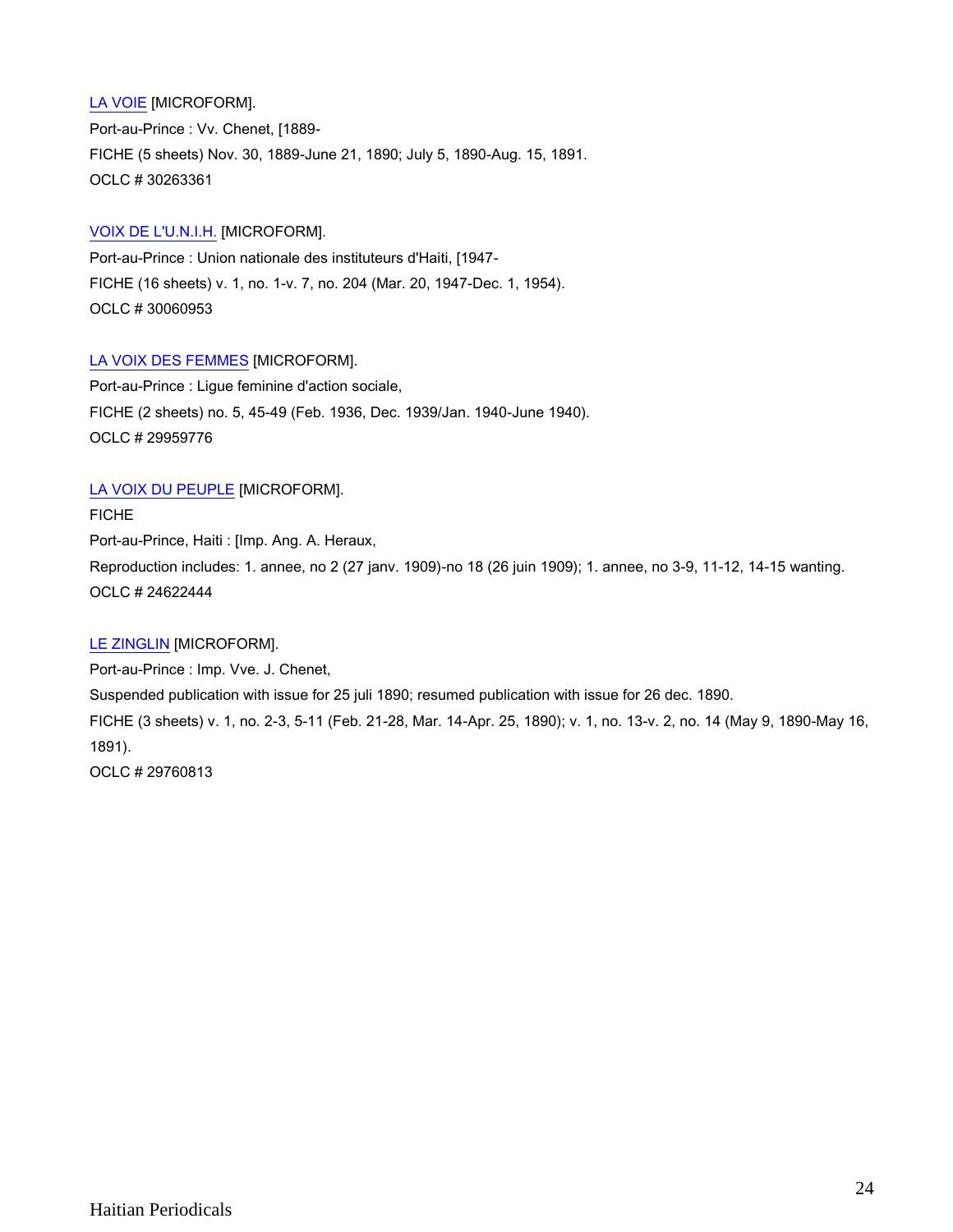[LA VOIE](#) [MICROFORM].
Port-au-Prince : Vv. Chenet, [1889-
FICHE (5 sheets) Nov. 30, 1889-June 21, 1890; July 5, 1890-Aug. 15, 1891.
OCLC # 30263361

[VOIX DE L'U.N.I.H.](#) [MICROFORM].
Port-au-Prince : Union nationale des instituteurs d'Haiti, [1947-
FICHE (16 sheets) v. 1, no. 1-v. 7, no. 204 (Mar. 20, 1947-Dec. 1, 1954).
OCLC # 30060953

[LA VOIX DES FEMMES](#) [MICROFORM].
Port-au-Prince : Ligue feminine d'action sociale,
FICHE (2 sheets) no. 5, 45-49 (Feb. 1936, Dec. 1939/Jan. 1940-June 1940).
OCLC # 29959776

[LA VOIX DU PEUPLE](#) [MICROFORM].
FICHE
Port-au-Prince, Haiti : [Imp. Ang. A. Heraux,
Reproduction includes: 1. annee, no 2 (27 janv. 1909)-no 18 (26 juin 1909); 1. annee, no 3-9, 11-12, 14-15 wanting.
OCLC # 24622444

[LE ZINGLIN](#) [MICROFORM].
Port-au-Prince : Imp. Vve. J. Chenet,
Suspended publication with issue for 25 juli 1890; resumed publication with issue for 26 dec. 1890.
FICHE (3 sheets) v. 1, no. 2-3, 5-11 (Feb. 21-28, Mar. 14-Apr. 25, 1890); v. 1, no. 13-v. 2, no. 14 (May 9, 1890-May 16, 1891).
OCLC # 29760813